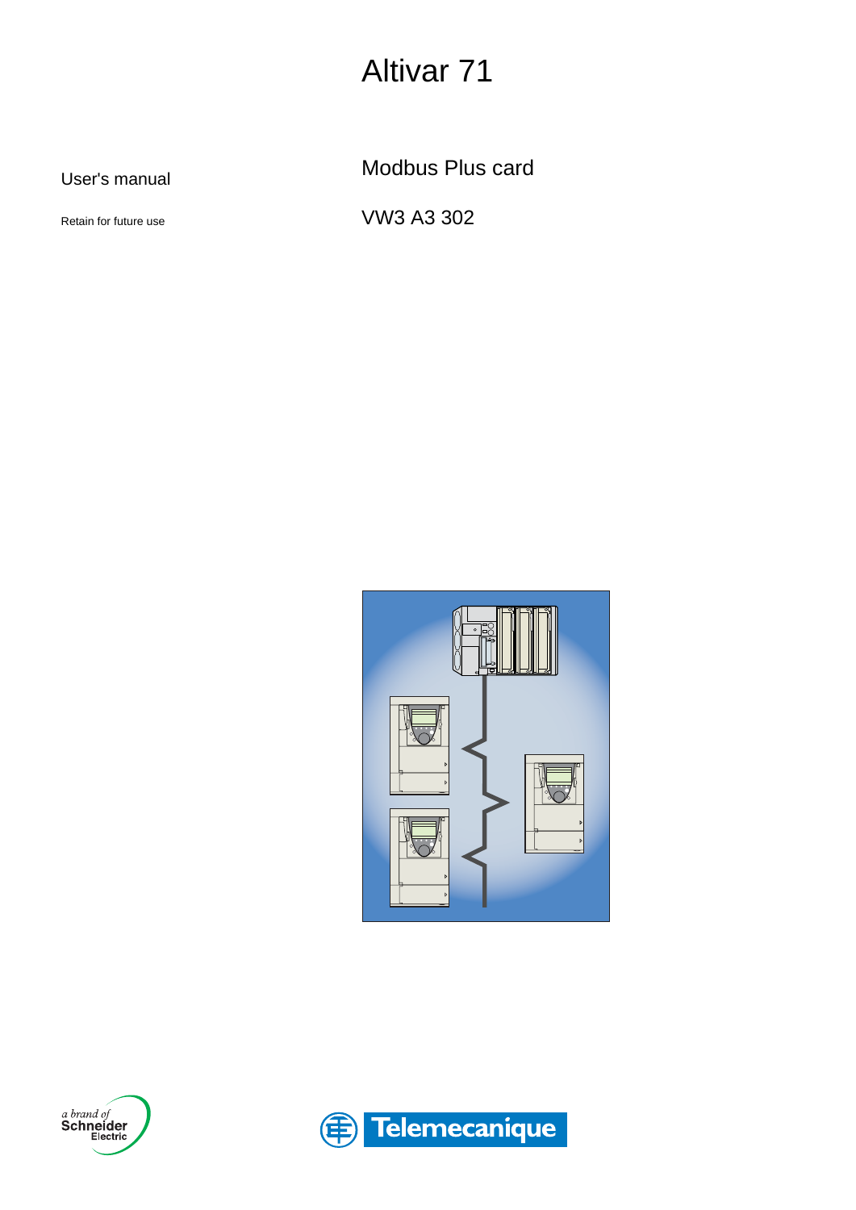# Altivar 71

User's manual

Retain for future use

## Modbus Plus card

VW3 A3 302

a brand of Schneider Electric

Telemecanique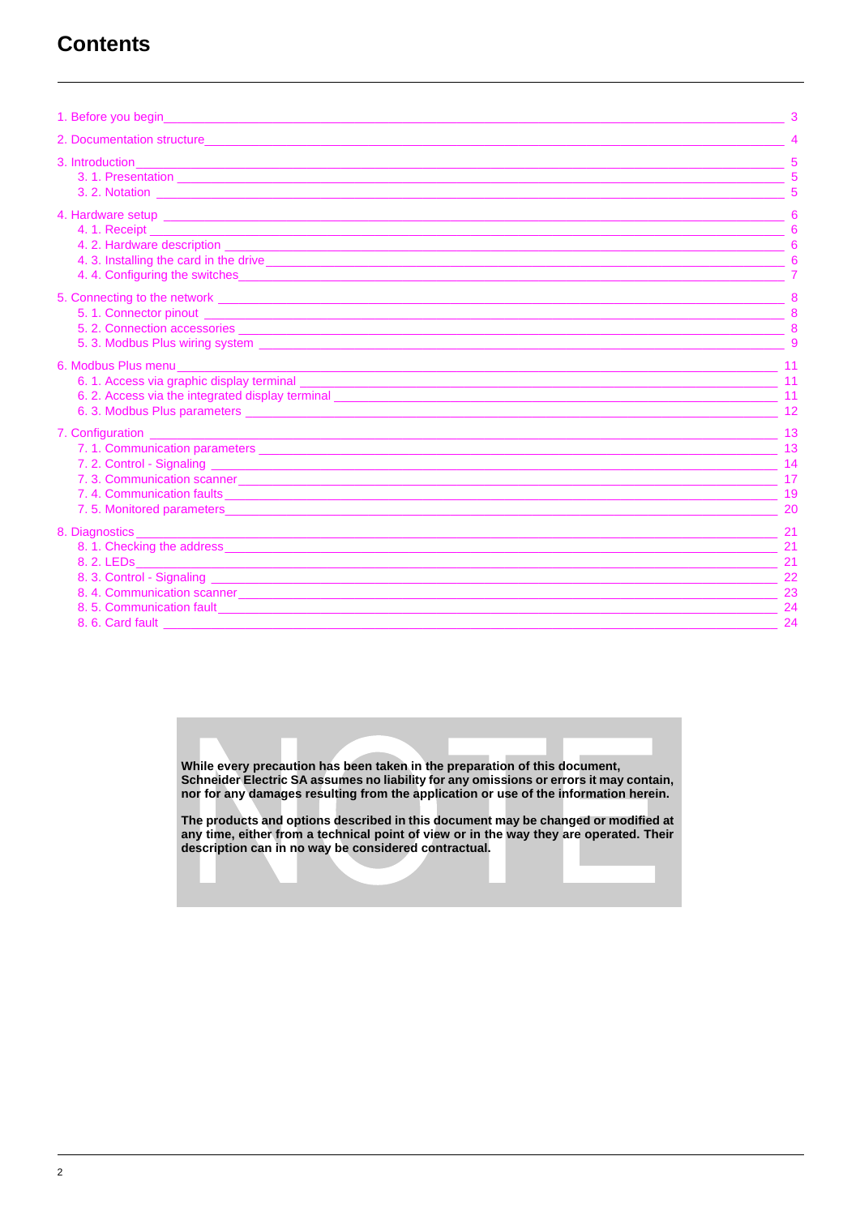# Contents

1. Before you begin — 3

2. Documentation structure — 4

3. Introduction — 5
   - 3. 1. Presentation — 5
   - 3. 2. Notation — 5

4. Hardware setup — 6
   - 4. 1. Receipt — 6
   - 4. 2. Hardware description — 6
   - 4. 3. Installing the card in the drive — 6
   - 4. 4. Configuring the switches — 7

5. Connecting to the network — 8
   - 5. 1. Connector pinout — 8
   - 5. 2. Connection accessories — 8
   - 5. 3. Modbus Plus wiring system — 9

6. Modbus Plus menu — 11
   - 6. 1. Access via graphic display terminal — 11
   - 6. 2. Access via the integrated display terminal — 11
   - 6. 3. Modbus Plus parameters — 12

7. Configuration — 13
   - 7. 1. Communication parameters — 13
   - 7. 2. Control - Signaling — 14
   - 7. 3. Communication scanner — 17
   - 7. 4. Communication faults — 19
   - 7. 5. Monitored parameters — 20

8. Diagnostics — 21
   - 8. 1. Checking the address — 21
   - 8. 2. LEDs — 21
   - 8. 3. Control - Signaling — 22
   - 8. 4. Communication scanner — 23
   - 8. 5. Communication fault — 24
   - 8. 6. Card fault — 24

**NOTE**

**While every precaution has been taken in the preparation of this document, Schneider Electric SA assumes no liability for any omissions or errors it may contain, nor for any damages resulting from the application or use of the information herein.**

**The products and options described in this document may be changed or modified at any time, either from a technical point of view or in the way they are operated. Their description can in no way be considered contractual.**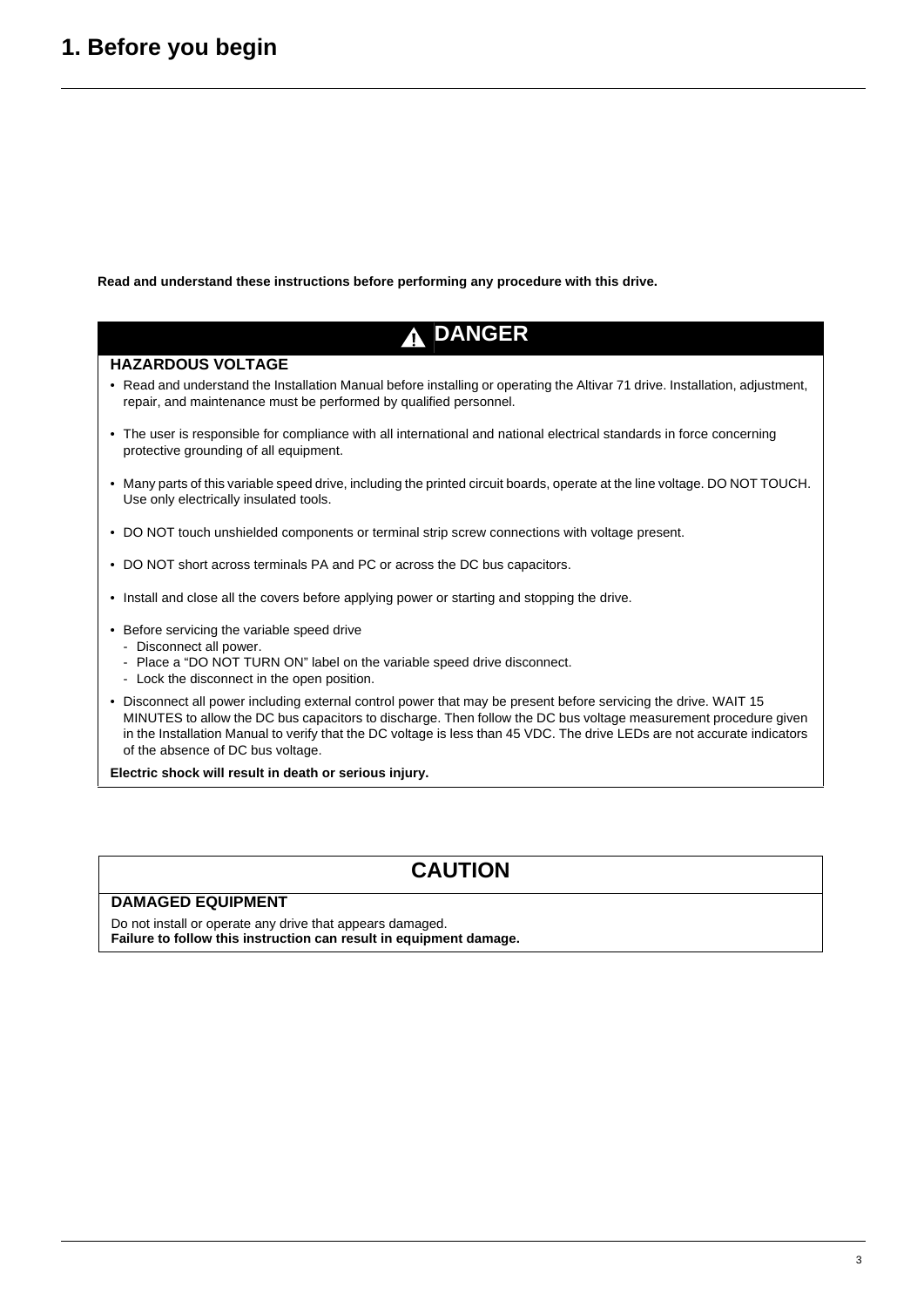# 1. Before you begin

**Read and understand these instructions before performing any procedure with this drive.**

## ⚠ DANGER

### HAZARDOUS VOLTAGE

- Read and understand the Installation Manual before installing or operating the Altivar 71 drive. Installation, adjustment, repair, and maintenance must be performed by qualified personnel.
- The user is responsible for compliance with all international and national electrical standards in force concerning protective grounding of all equipment.
- Many parts of this variable speed drive, including the printed circuit boards, operate at the line voltage. DO NOT TOUCH. Use only electrically insulated tools.
- DO NOT touch unshielded components or terminal strip screw connections with voltage present.
- DO NOT short across terminals PA and PC or across the DC bus capacitors.
- Install and close all the covers before applying power or starting and stopping the drive.
- Before servicing the variable speed drive
  - Disconnect all power.
  - Place a "DO NOT TURN ON" label on the variable speed drive disconnect.
  - Lock the disconnect in the open position.
- Disconnect all power including external control power that may be present before servicing the drive. WAIT 15 MINUTES to allow the DC bus capacitors to discharge. Then follow the DC bus voltage measurement procedure given in the Installation Manual to verify that the DC voltage is less than 45 VDC. The drive LEDs are not accurate indicators of the absence of DC bus voltage.

**Electric shock will result in death or serious injury.**

## CAUTION

### DAMAGED EQUIPMENT

Do not install or operate any drive that appears damaged.
**Failure to follow this instruction can result in equipment damage.**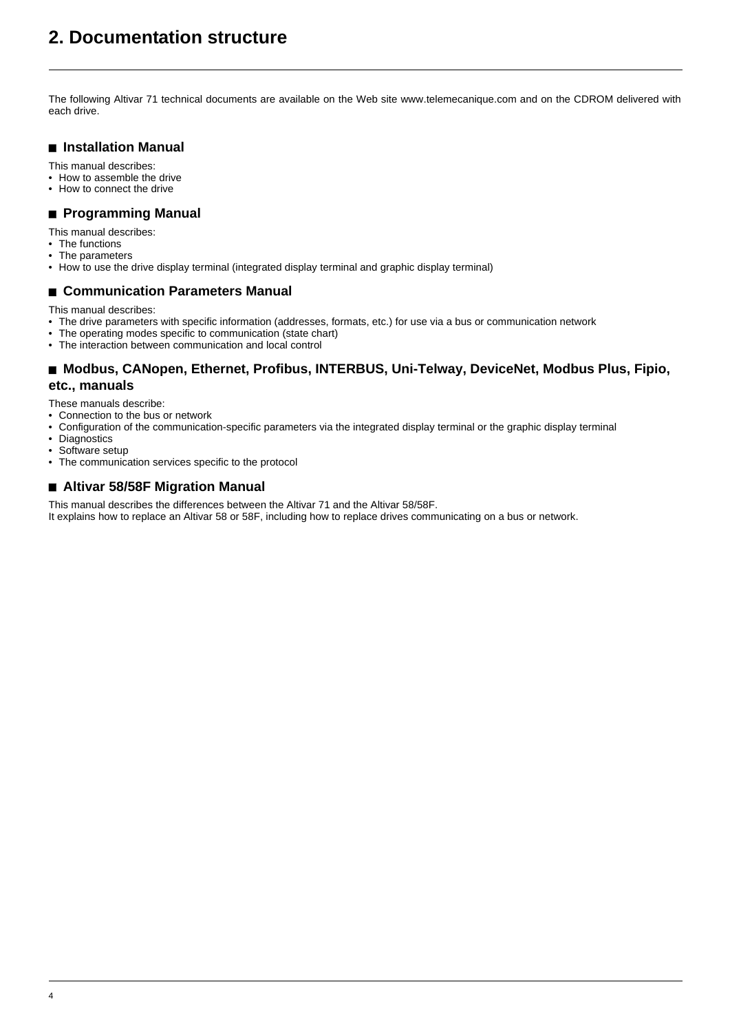# 2. Documentation structure

The following Altivar 71 technical documents are available on the Web site www.telemecanique.com and on the CDROM delivered with each drive.

## Installation Manual

This manual describes:
- How to assemble the drive
- How to connect the drive

## Programming Manual

This manual describes:
- The functions
- The parameters
- How to use the drive display terminal (integrated display terminal and graphic display terminal)

## Communication Parameters Manual

This manual describes:
- The drive parameters with specific information (addresses, formats, etc.) for use via a bus or communication network
- The operating modes specific to communication (state chart)
- The interaction between communication and local control

## Modbus, CANopen, Ethernet, Profibus, INTERBUS, Uni-Telway, DeviceNet, Modbus Plus, Fipio, etc., manuals

These manuals describe:
- Connection to the bus or network
- Configuration of the communication-specific parameters via the integrated display terminal or the graphic display terminal
- Diagnostics
- Software setup
- The communication services specific to the protocol

## Altivar 58/58F Migration Manual

This manual describes the differences between the Altivar 71 and the Altivar 58/58F.
It explains how to replace an Altivar 58 or 58F, including how to replace drives communicating on a bus or network.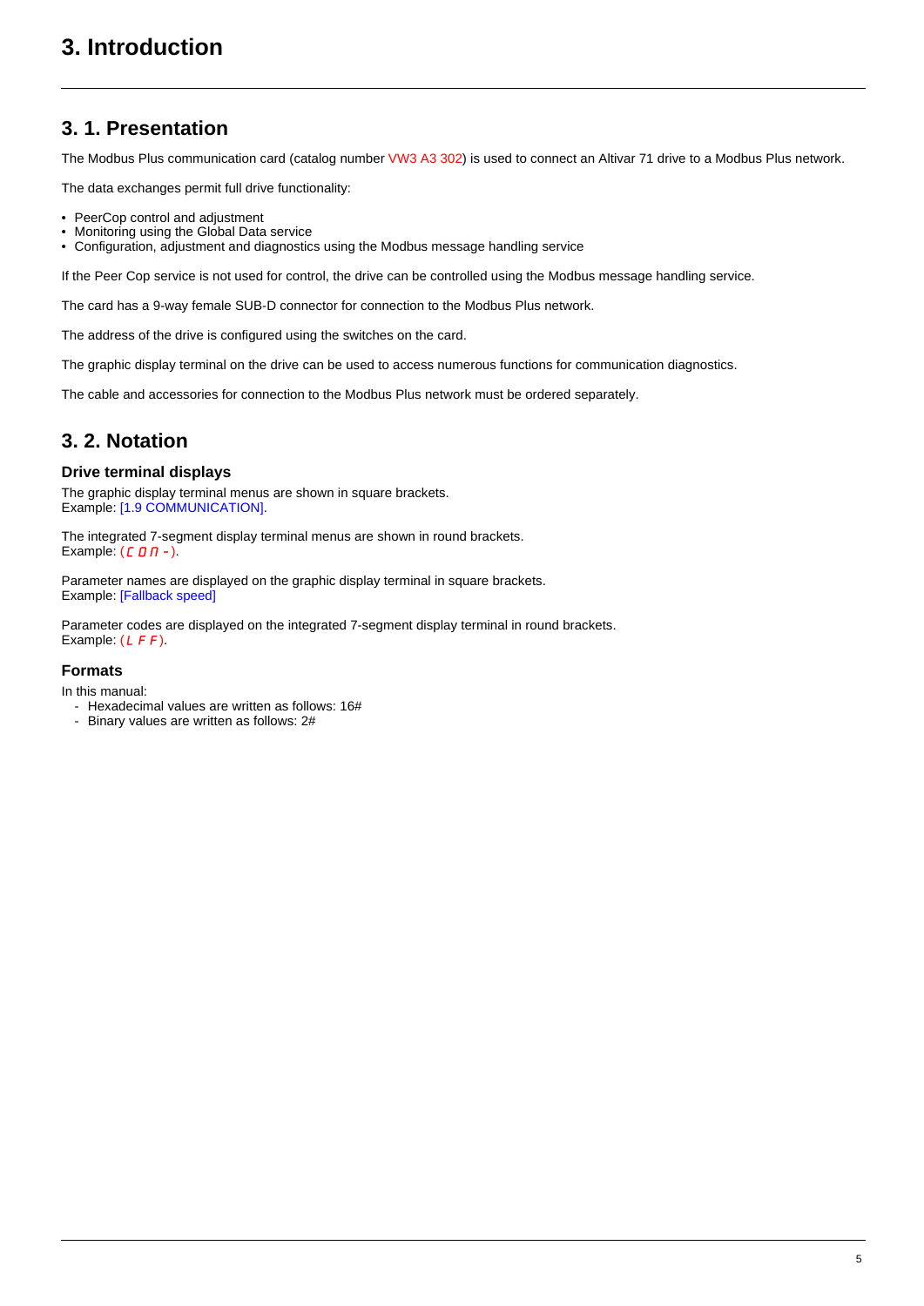# 3. Introduction

## 3. 1. Presentation

The Modbus Plus communication card (catalog number VW3 A3 302) is used to connect an Altivar 71 drive to a Modbus Plus network.

The data exchanges permit full drive functionality:

- PeerCop control and adjustment
- Monitoring using the Global Data service
- Configuration, adjustment and diagnostics using the Modbus message handling service

If the Peer Cop service is not used for control, the drive can be controlled using the Modbus message handling service.

The card has a 9-way female SUB-D connector for connection to the Modbus Plus network.

The address of the drive is configured using the switches on the card.

The graphic display terminal on the drive can be used to access numerous functions for communication diagnostics.

The cable and accessories for connection to the Modbus Plus network must be ordered separately.

## 3. 2. Notation

### Drive terminal displays

The graphic display terminal menus are shown in square brackets.
Example: [1.9 COMMUNICATION].

The integrated 7-segment display terminal menus are shown in round brackets.
Example: (COM-).

Parameter names are displayed on the graphic display terminal in square brackets.
Example: [Fallback speed]

Parameter codes are displayed on the integrated 7-segment display terminal in round brackets.
Example: (LFF).

### Formats

In this manual:
- Hexadecimal values are written as follows: 16#
- Binary values are written as follows: 2#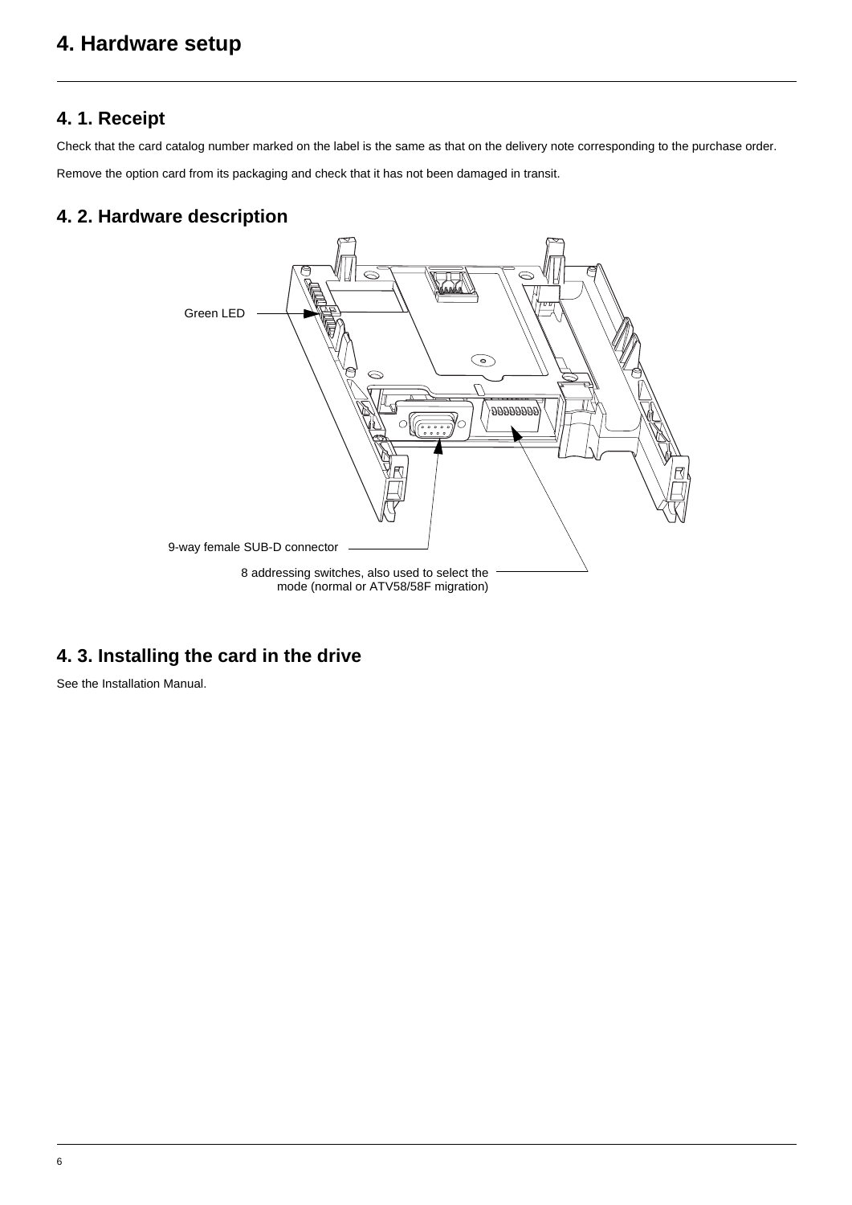# 4. Hardware setup

## 4. 1. Receipt

Check that the card catalog number marked on the label is the same as that on the delivery note corresponding to the purchase order.

Remove the option card from its packaging and check that it has not been damaged in transit.

## 4. 2. Hardware description

Green LED

9-way female SUB-D connector

8 addressing switches, also used to select the mode (normal or ATV58/58F migration)

## 4. 3. Installing the card in the drive

See the Installation Manual.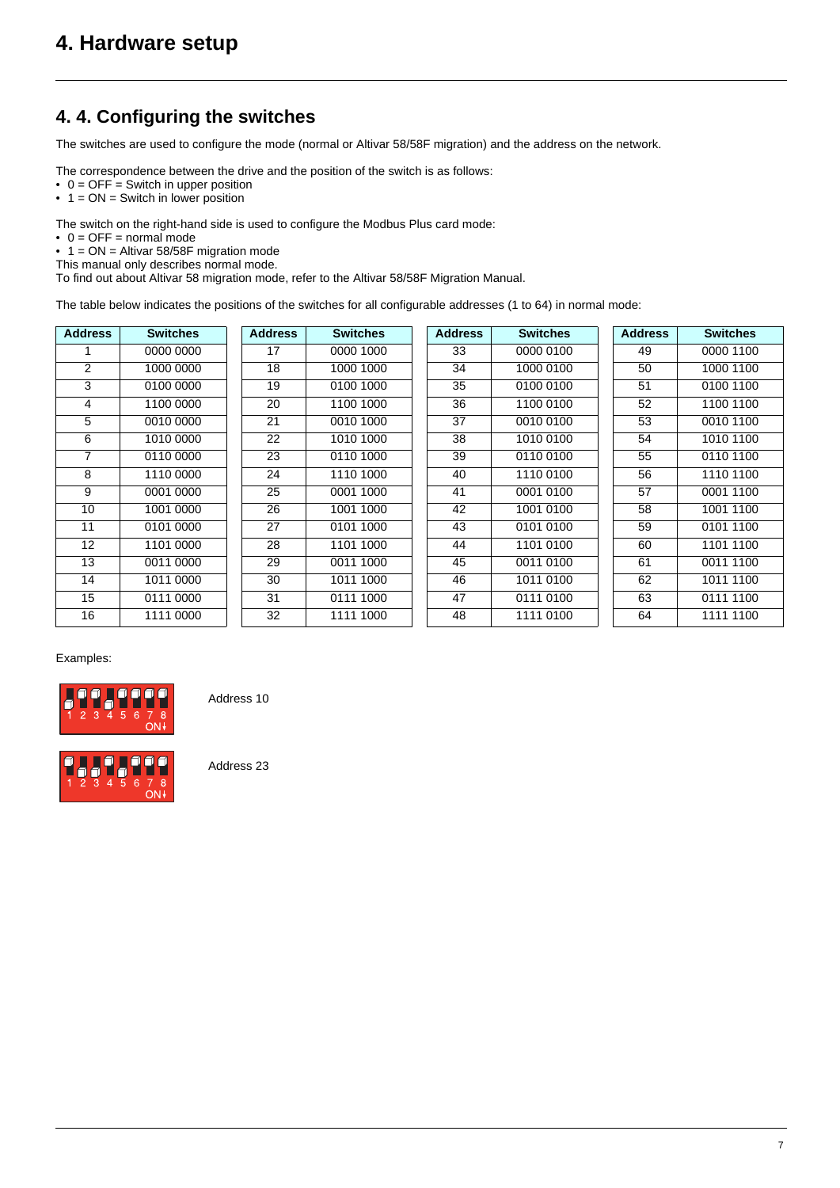# 4. Hardware setup

## 4. 4. Configuring the switches

The switches are used to configure the mode (normal or Altivar 58/58F migration) and the address on the network.

The correspondence between the drive and the position of the switch is as follows:
- 0 = OFF = Switch in upper position
- 1 = ON = Switch in lower position

The switch on the right-hand side is used to configure the Modbus Plus card mode:
- 0 = OFF = normal mode
- 1 = ON = Altivar 58/58F migration mode

This manual only describes normal mode.
To find out about Altivar 58 migration mode, refer to the Altivar 58/58F Migration Manual.

The table below indicates the positions of the switches for all configurable addresses (1 to 64) in normal mode:

| Address | Switches | Address | Switches | Address | Switches | Address | Switches |
|---|---|---|---|---|---|---|---|
| 1 | 0000 0000 | 17 | 0000 1000 | 33 | 0000 0100 | 49 | 0000 1100 |
| 2 | 1000 0000 | 18 | 1000 1000 | 34 | 1000 0100 | 50 | 1000 1100 |
| 3 | 0100 0000 | 19 | 0100 1000 | 35 | 0100 0100 | 51 | 0100 1100 |
| 4 | 1100 0000 | 20 | 1100 1000 | 36 | 1100 0100 | 52 | 1100 1100 |
| 5 | 0010 0000 | 21 | 0010 1000 | 37 | 0010 0100 | 53 | 0010 1100 |
| 6 | 1010 0000 | 22 | 1010 1000 | 38 | 1010 0100 | 54 | 1010 1100 |
| 7 | 0110 0000 | 23 | 0110 1000 | 39 | 0110 0100 | 55 | 0110 1100 |
| 8 | 1110 0000 | 24 | 1110 1000 | 40 | 1110 0100 | 56 | 1110 1100 |
| 9 | 0001 0000 | 25 | 0001 1000 | 41 | 0001 0100 | 57 | 0001 1100 |
| 10 | 1001 0000 | 26 | 1001 1000 | 42 | 1001 0100 | 58 | 1001 1100 |
| 11 | 0101 0000 | 27 | 0101 1000 | 43 | 0101 0100 | 59 | 0101 1100 |
| 12 | 1101 0000 | 28 | 1101 1000 | 44 | 1101 0100 | 60 | 1101 1100 |
| 13 | 0011 0000 | 29 | 0011 1000 | 45 | 0011 0100 | 61 | 0011 1100 |
| 14 | 1011 0000 | 30 | 1011 1000 | 46 | 1011 0100 | 62 | 1011 1100 |
| 15 | 0111 0000 | 31 | 0111 1000 | 47 | 0111 0100 | 63 | 0111 1100 |
| 16 | 1111 0000 | 32 | 1111 1000 | 48 | 1111 0100 | 64 | 1111 1100 |

Examples:

1 2 3 4 5 6 7 8 ON↓

Address 10

1 2 3 4 5 6 7 8 ON↓

Address 23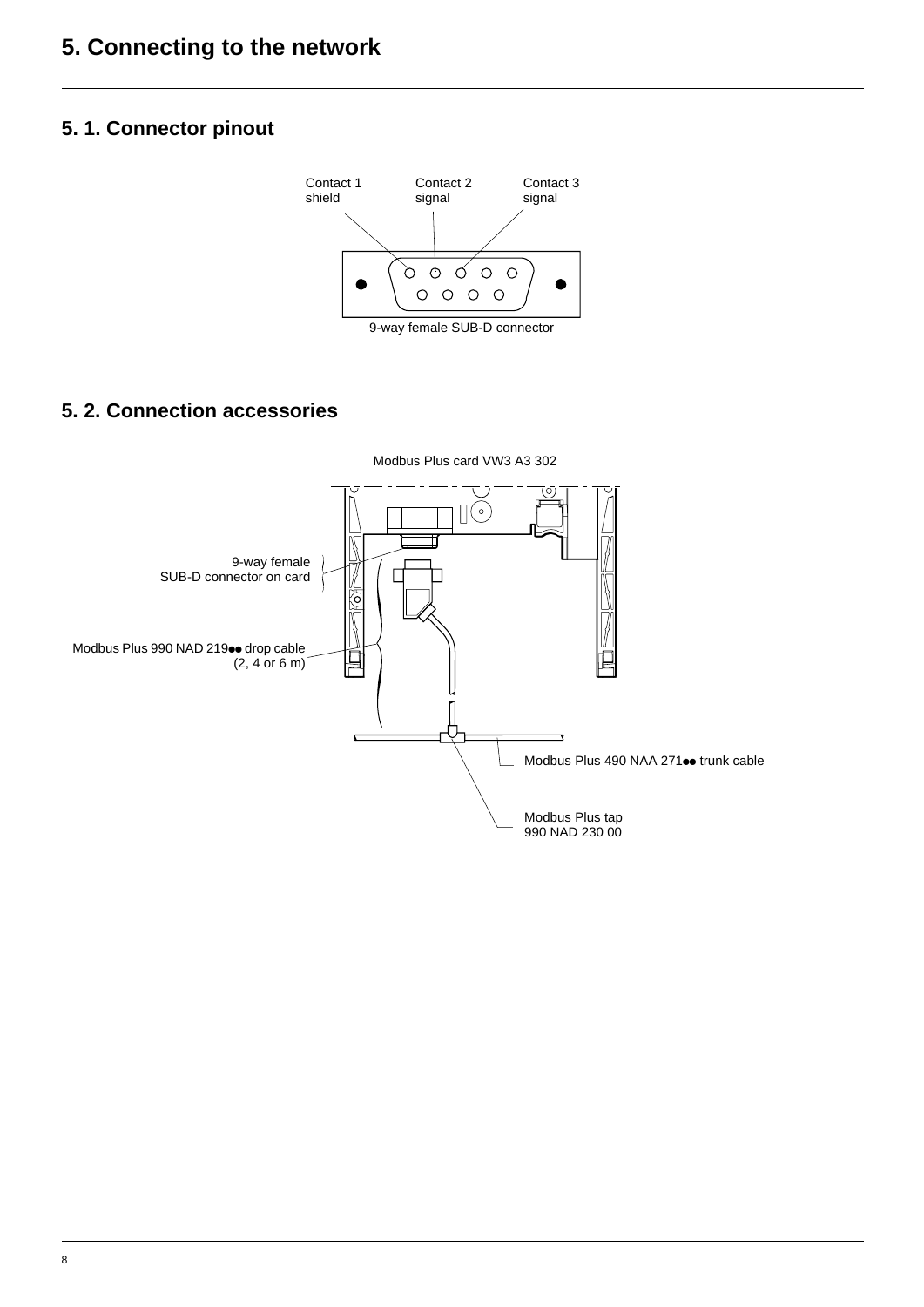# 5. Connecting to the network

## 5. 1. Connector pinout

Contact 1 shield

Contact 2 signal

Contact 3 signal

9-way female SUB-D connector

## 5. 2. Connection accessories

Modbus Plus card VW3 A3 302

9-way female SUB-D connector on card

Modbus Plus 990 NAD 219●● drop cable (2, 4 or 6 m)

Modbus Plus 490 NAA 271●● trunk cable

Modbus Plus tap 990 NAD 230 00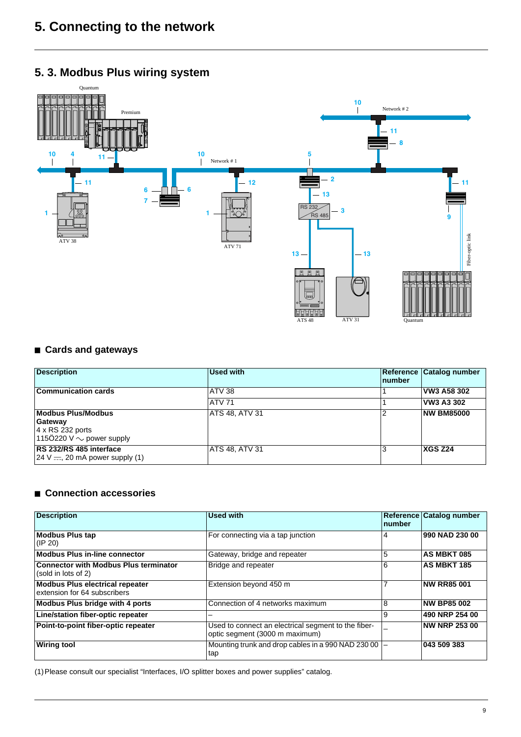# 5. Connecting to the network

## 5. 3. Modbus Plus wiring system

### ■ Cards and gateways

| Description | Used with | Reference number | Catalog number |
|---|---|---|---|
| **Communication cards** | ATV 38 | 1 | **VW3 A58 302** |
| | ATV 71 | 1 | **VW3 A3 302** |
| **Modbus Plus/Modbus Gateway**<br>4 x RS 232 ports<br>115Ö220 V ∼ power supply | ATS 48, ATV 31 | 2 | **NW BM85000** |
| **RS 232/RS 485 interface**<br>24 V ⎓, 20 mA power supply (1) | ATS 48, ATV 31 | 3 | **XGS Z24** |

### ■ Connection accessories

| Description | Used with | Reference number | Catalog number |
|---|---|---|---|
| **Modbus Plus tap**<br>(IP 20) | For connecting via a tap junction | 4 | **990 NAD 230 00** |
| **Modbus Plus in-line connector** | Gateway, bridge and repeater | 5 | **AS MBKT 085** |
| **Connector with Modbus Plus terminator**<br>(sold in lots of 2) | Bridge and repeater | 6 | **AS MBKT 185** |
| **Modbus Plus electrical repeater**<br>extension for 64 subscribers | Extension beyond 450 m | 7 | **NW RR85 001** |
| **Modbus Plus bridge with 4 ports** | Connection of 4 networks maximum | 8 | **NW BP85 002** |
| **Line/station fiber-optic repeater** | – | 9 | **490 NRP 254 00** |
| **Point-to-point fiber-optic repeater** | Used to connect an electrical segment to the fiber-optic segment (3000 m maximum) | – | **NW NRP 253 00** |
| **Wiring tool** | Mounting trunk and drop cables in a 990 NAD 230 00 tap | – | **043 509 383** |

(1) Please consult our specialist “Interfaces, I/O splitter boxes and power supplies” catalog.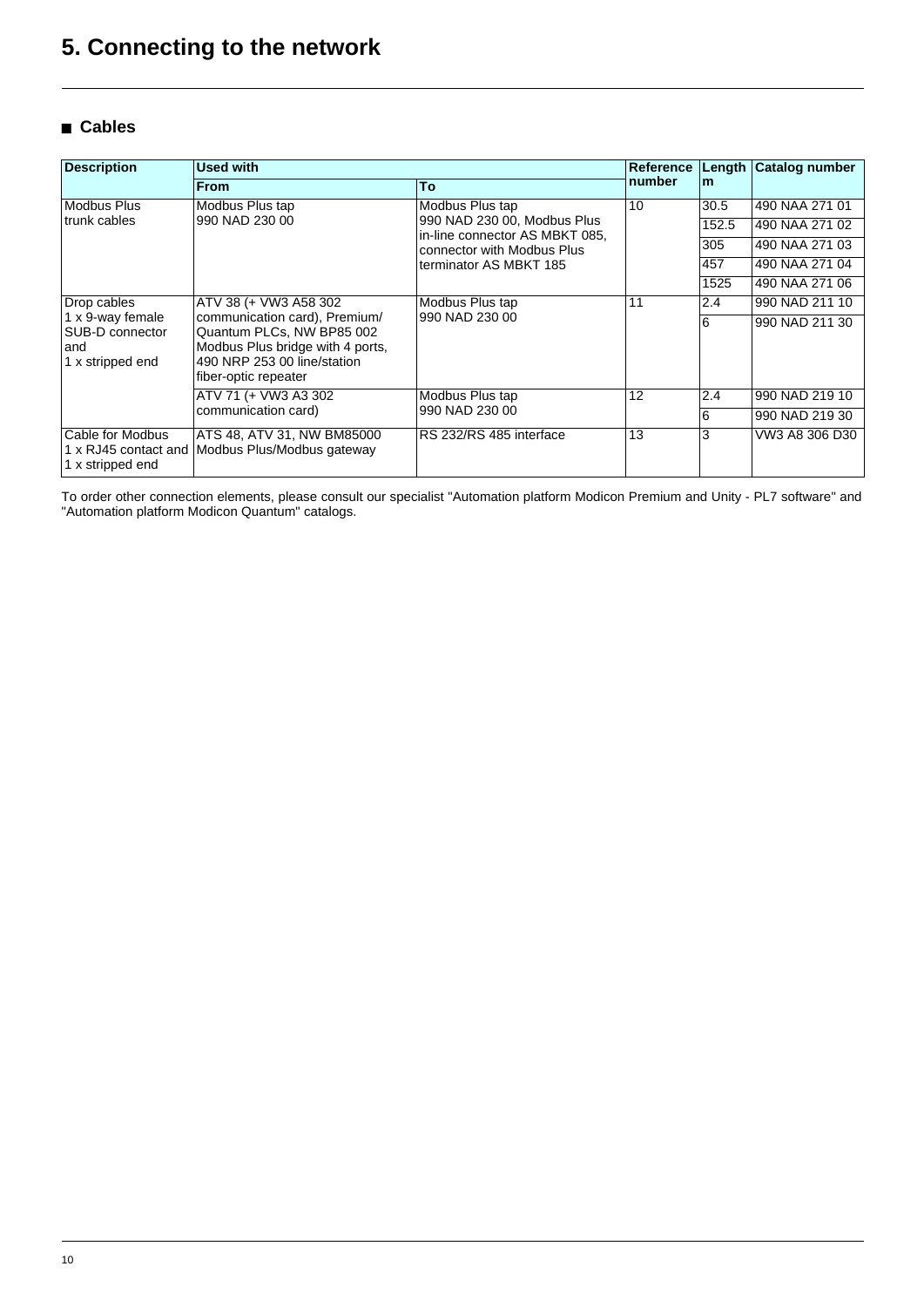# 5. Connecting to the network

## ■ Cables

| Description | Used with | | Reference number | Length m | Catalog number |
|---|---|---|---|---|---|
| | From | To | | | |
| Modbus Plus trunk cables | Modbus Plus tap 990 NAD 230 00 | Modbus Plus tap 990 NAD 230 00, Modbus Plus in-line connector AS MBKT 085, connector with Modbus Plus terminator AS MBKT 185 | 10 | 30.5 | 490 NAA 271 01 |
| | | | | 152.5 | 490 NAA 271 02 |
| | | | | 305 | 490 NAA 271 03 |
| | | | | 457 | 490 NAA 271 04 |
| | | | | 1525 | 490 NAA 271 06 |
| Drop cables 1 x 9-way female SUB-D connector and 1 x stripped end | ATV 38 (+ VW3 A58 302 communication card), Premium/ Quantum PLCs, NW BP85 002 Modbus Plus bridge with 4 ports, 490 NRP 253 00 line/station fiber-optic repeater | Modbus Plus tap 990 NAD 230 00 | 11 | 2.4 | 990 NAD 211 10 |
| | | | | 6 | 990 NAD 211 30 |
| | ATV 71 (+ VW3 A3 302 communication card) | Modbus Plus tap 990 NAD 230 00 | 12 | 2.4 | 990 NAD 219 10 |
| | | | | 6 | 990 NAD 219 30 |
| Cable for Modbus 1 x RJ45 contact and 1 x stripped end | ATS 48, ATV 31, NW BM85000 Modbus Plus/Modbus gateway | RS 232/RS 485 interface | 13 | 3 | VW3 A8 306 D30 |

To order other connection elements, please consult our specialist "Automation platform Modicon Premium and Unity - PL7 software" and "Automation platform Modicon Quantum" catalogs.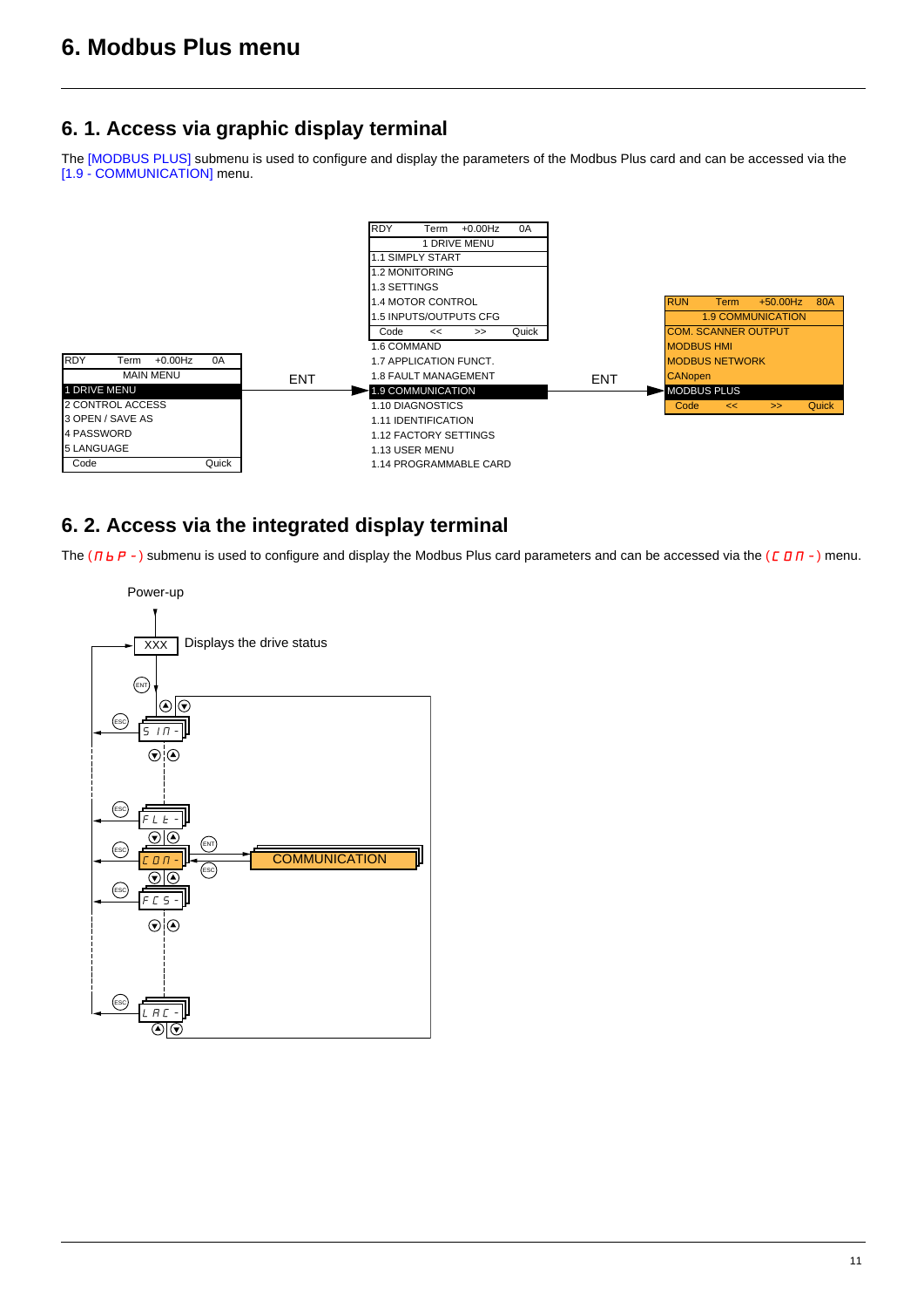# 6. Modbus Plus menu

## 6. 1. Access via graphic display terminal

The [MODBUS PLUS] submenu is used to configure and display the parameters of the Modbus Plus card and can be accessed via the [1.9 - COMMUNICATION] menu.

| RDY | Term | +0.00Hz | 0A |
|---|---|---|---|
| MAIN MENU | | | |
| 1 DRIVE MENU | | | |
| 2 CONTROL ACCESS | | | |
| 3 OPEN / SAVE AS | | | |
| 4 PASSWORD | | | |
| 5 LANGUAGE | | | |
| Code | | | Quick |

ENT

| RDY | Term | +0.00Hz | 0A |
|---|---|---|---|
| 1 DRIVE MENU | | | |
| 1.1 SIMPLY START | | | |
| 1.2 MONITORING | | | |
| 1.3 SETTINGS | | | |
| 1.4 MOTOR CONTROL | | | |
| 1.5 INPUTS/OUTPUTS CFG | | | |
| Code | << | >> | Quick |
| 1.6 COMMAND | | | |
| 1.7 APPLICATION FUNCT. | | | |
| 1.8 FAULT MANAGEMENT | | | |
| 1.9 COMMUNICATION | | | |
| 1.10 DIAGNOSTICS | | | |
| 1.11 IDENTIFICATION | | | |
| 1.12 FACTORY SETTINGS | | | |
| 1.13 USER MENU | | | |
| 1.14 PROGRAMMABLE CARD | | | |

ENT

| RUN | Term | +50.00Hz | 80A |
|---|---|---|---|
| 1.9 COMMUNICATION | | | |
| COM. SCANNER OUTPUT | | | |
| MODBUS HMI | | | |
| MODBUS NETWORK | | | |
| CANopen | | | |
| MODBUS PLUS | | | |
| Code | << | >> | Quick |

## 6. 2. Access via the integrated display terminal

The (MbP-) submenu is used to configure and display the Modbus Plus card parameters and can be accessed via the (COM-) menu.

Power-up

XXX — Displays the drive status

ENT

SIM-

FLt-

COM- — ENT → COMMUNICATION (ESC to return)

FCS-

LAC-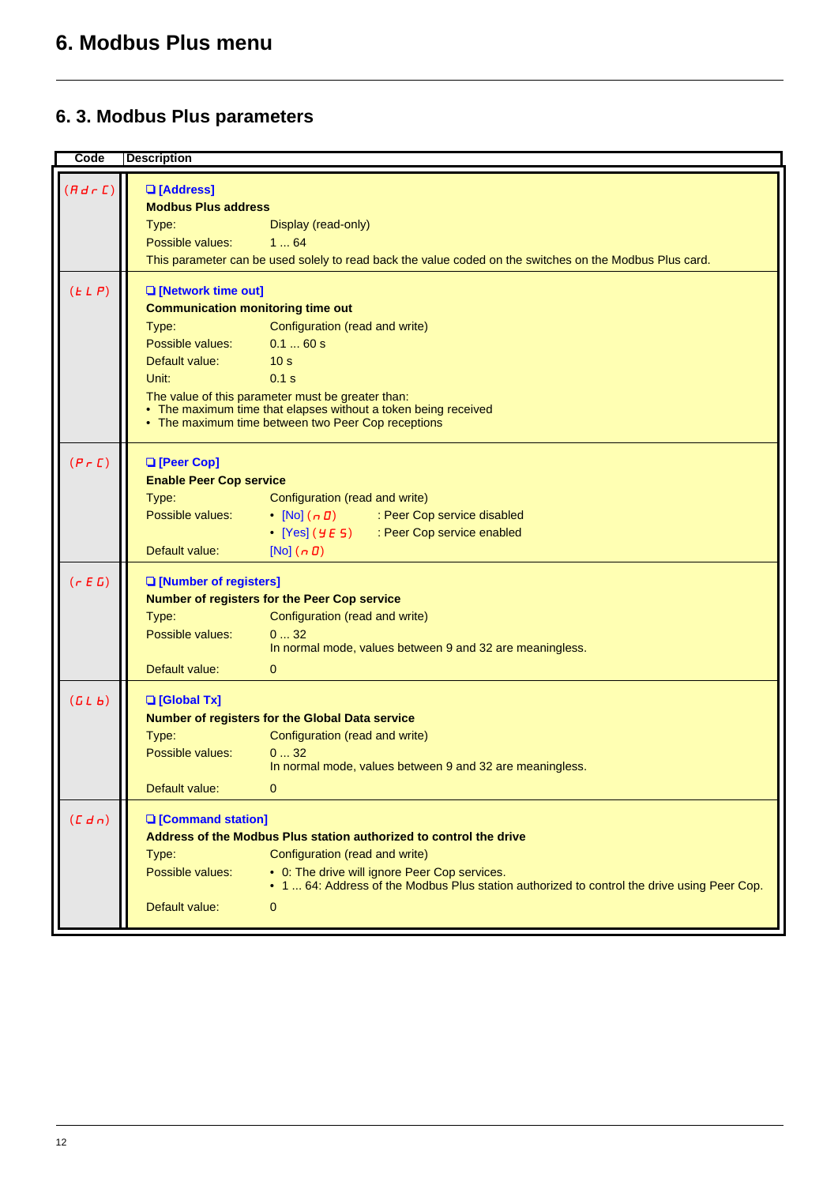# 6. Modbus Plus menu

## 6. 3. Modbus Plus parameters

| Code | Description |
| --- | --- |
| (AdrC) | ❑ **[Address]**<br>**Modbus Plus address**<br>Type: Display (read-only)<br>Possible values: 1 ... 64<br>This parameter can be used solely to read back the value coded on the switches on the Modbus Plus card. |
| (tLP) | ❑ **[Network time out]**<br>**Communication monitoring time out**<br>Type: Configuration (read and write)<br>Possible values: 0.1 ... 60 s<br>Default value: 10 s<br>Unit: 0.1 s<br>The value of this parameter must be greater than:<br>• The maximum time that elapses without a token being received<br>• The maximum time between two Peer Cop receptions |
| (PrC) | ❑ **[Peer Cop]**<br>**Enable Peer Cop service**<br>Type: Configuration (read and write)<br>Possible values:<br>• [No] (nO) : Peer Cop service disabled<br>• [Yes] (YES) : Peer Cop service enabled<br>Default value: [No] (nO) |
| (rEG) | ❑ **[Number of registers]**<br>**Number of registers for the Peer Cop service**<br>Type: Configuration (read and write)<br>Possible values: 0 ... 32<br>In normal mode, values between 9 and 32 are meaningless.<br>Default value: 0 |
| (GLb) | ❑ **[Global Tx]**<br>**Number of registers for the Global Data service**<br>Type: Configuration (read and write)<br>Possible values: 0 ... 32<br>In normal mode, values between 9 and 32 are meaningless.<br>Default value: 0 |
| (Cdn) | ❑ **[Command station]**<br>**Address of the Modbus Plus station authorized to control the drive**<br>Type: Configuration (read and write)<br>Possible values:<br>• 0: The drive will ignore Peer Cop services.<br>• 1 ... 64: Address of the Modbus Plus station authorized to control the drive using Peer Cop.<br>Default value: 0 |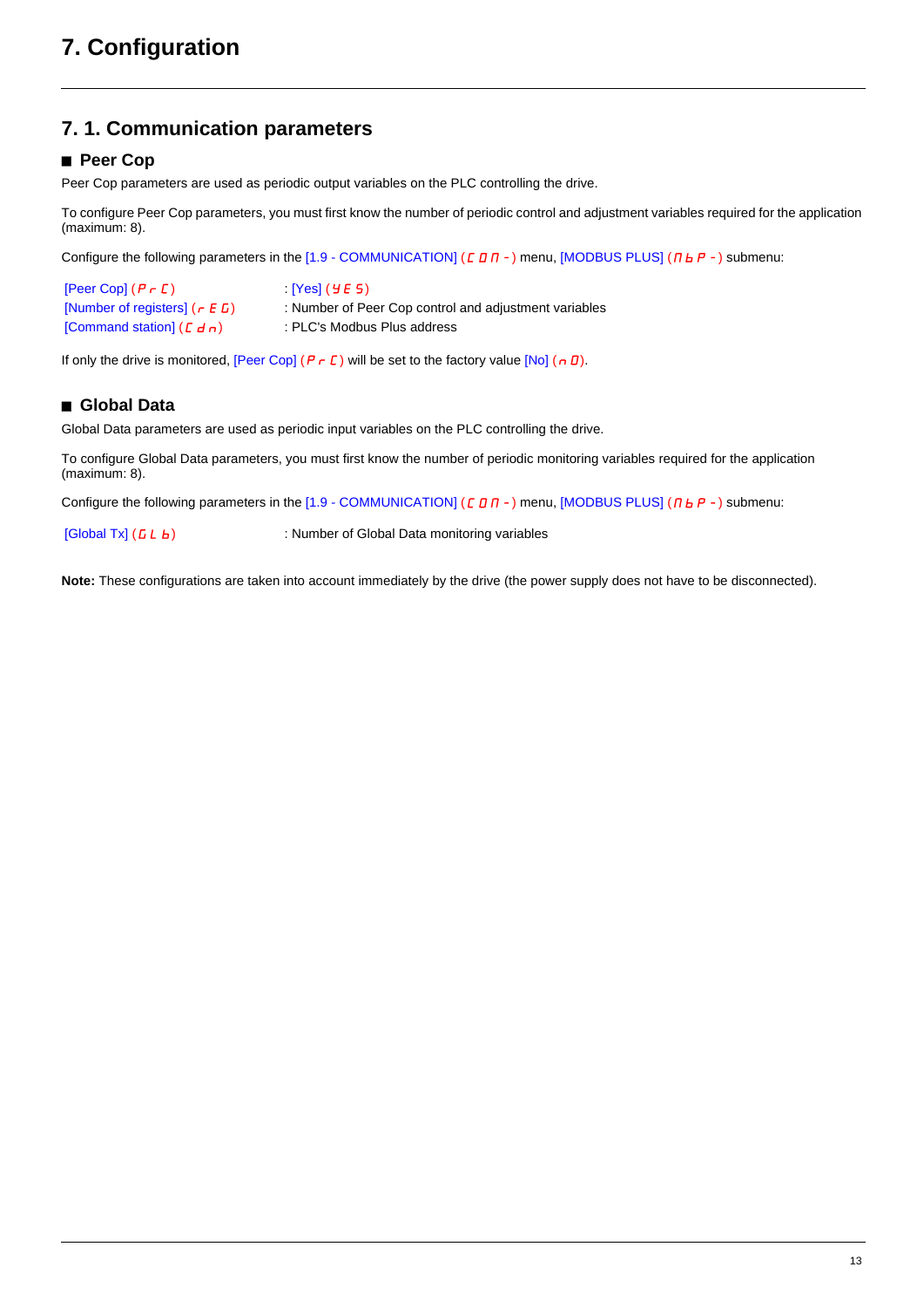# 7. Configuration

## 7. 1. Communication parameters

### ■ Peer Cop

Peer Cop parameters are used as periodic output variables on the PLC controlling the drive.

To configure Peer Cop parameters, you must first know the number of periodic control and adjustment variables required for the application (maximum: 8).

Configure the following parameters in the [1.9 - COMMUNICATION] (COM-) menu, [MODBUS PLUS] (MbP-) submenu:

| | |
|---|---|
| [Peer Cop] (PrC) | : [Yes] (YES) |
| [Number of registers] (rEG) | : Number of Peer Cop control and adjustment variables |
| [Command station] (Cdn) | : PLC's Modbus Plus address |

If only the drive is monitored, [Peer Cop] (PrC) will be set to the factory value [No] (nO).

### ■ Global Data

Global Data parameters are used as periodic input variables on the PLC controlling the drive.

To configure Global Data parameters, you must first know the number of periodic monitoring variables required for the application (maximum: 8).

Configure the following parameters in the [1.9 - COMMUNICATION] (COM-) menu, [MODBUS PLUS] (MbP-) submenu:

| | |
|---|---|
| [Global Tx] (GLb) | : Number of Global Data monitoring variables |

**Note:** These configurations are taken into account immediately by the drive (the power supply does not have to be disconnected).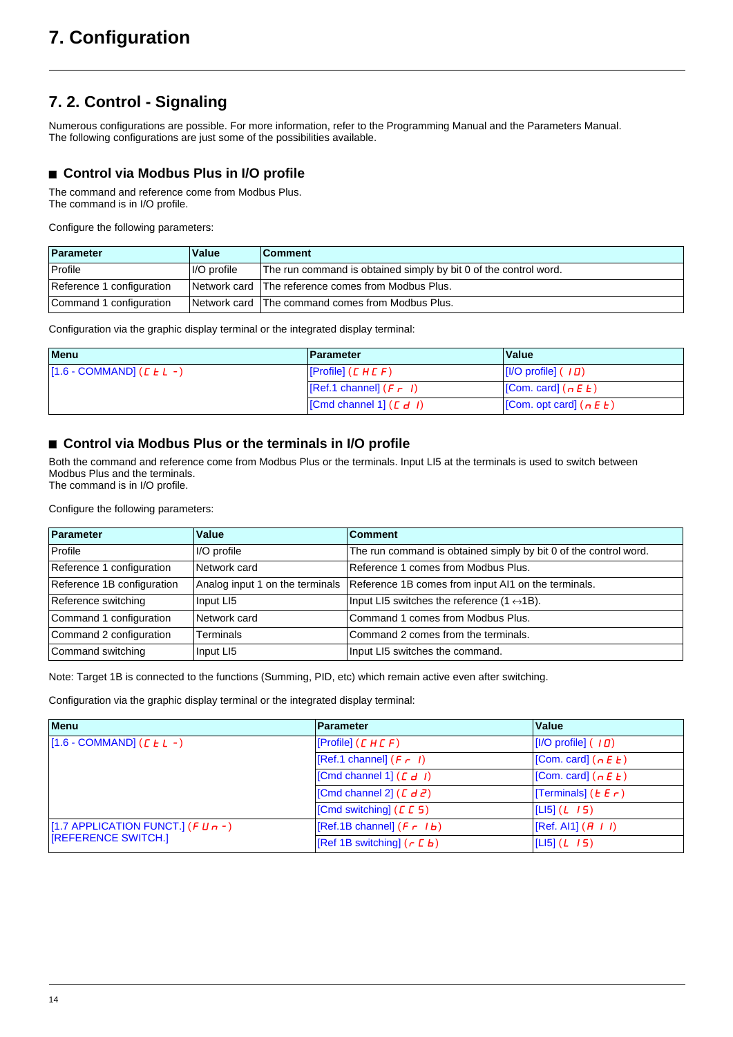# 7. Configuration

## 7. 2. Control - Signaling

Numerous configurations are possible. For more information, refer to the Programming Manual and the Parameters Manual.
The following configurations are just some of the possibilities available.

### ■ Control via Modbus Plus in I/O profile

The command and reference come from Modbus Plus.
The command is in I/O profile.

Configure the following parameters:

| Parameter | Value | Comment |
|---|---|---|
| Profile | I/O profile | The run command is obtained simply by bit 0 of the control word. |
| Reference 1 configuration | Network card | The reference comes from Modbus Plus. |
| Command 1 configuration | Network card | The command comes from Modbus Plus. |

Configuration via the graphic display terminal or the integrated display terminal:

| Menu | Parameter | Value |
|---|---|---|
| [1.6 - COMMAND] (CtL-) | [Profile] (CHCF) | [I/O profile] (IO) |
| | [Ref.1 channel] (Fr1) | [Com. card] (nEt) |
| | [Cmd channel 1] (Cd1) | [Com. opt card] (nEt) |

### ■ Control via Modbus Plus or the terminals in I/O profile

Both the command and reference come from Modbus Plus or the terminals. Input LI5 at the terminals is used to switch between Modbus Plus and the terminals.
The command is in I/O profile.

Configure the following parameters:

| Parameter | Value | Comment |
|---|---|---|
| Profile | I/O profile | The run command is obtained simply by bit 0 of the control word. |
| Reference 1 configuration | Network card | Reference 1 comes from Modbus Plus. |
| Reference 1B configuration | Analog input 1 on the terminals | Reference 1B comes from input AI1 on the terminals. |
| Reference switching | Input LI5 | Input LI5 switches the reference (1 ↔1B). |
| Command 1 configuration | Network card | Command 1 comes from Modbus Plus. |
| Command 2 configuration | Terminals | Command 2 comes from the terminals. |
| Command switching | Input LI5 | Input LI5 switches the command. |

Note: Target 1B is connected to the functions (Summing, PID, etc) which remain active even after switching.

Configuration via the graphic display terminal or the integrated display terminal:

| Menu | Parameter | Value |
|---|---|---|
| [1.6 - COMMAND] (CtL-) | [Profile] (CHCF) | [I/O profile] (IO) |
| | [Ref.1 channel] (Fr1) | [Com. card] (nEt) |
| | [Cmd channel 1] (Cd1) | [Com. card] (nEt) |
| | [Cmd channel 2] (Cd2) | [Terminals] (tEr) |
| | [Cmd switching] (CCS) | [LI5] (LI5) |
| [1.7 APPLICATION FUNCT.] (FUn-) [REFERENCE SWITCH.] | [Ref.1B channel] (Fr1b) | [Ref. AI1] (AI1) |
| | [Ref 1B switching] (rCb) | [LI5] (LI5) |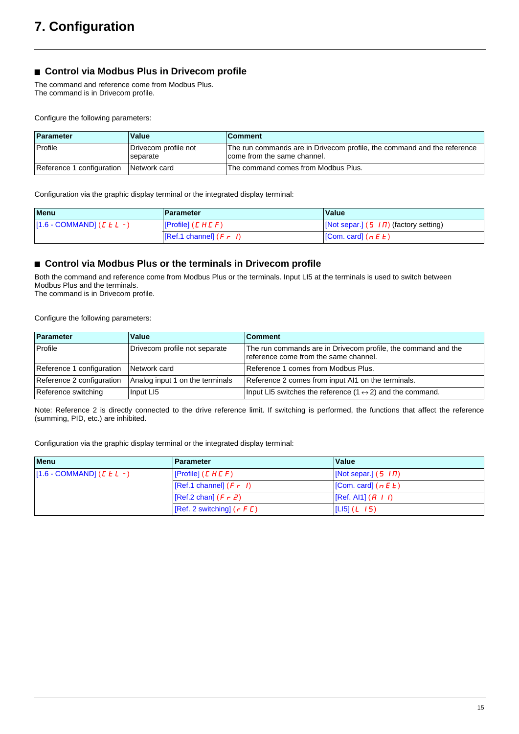# 7. Configuration

## ■ Control via Modbus Plus in Drivecom profile

The command and reference come from Modbus Plus.
The command is in Drivecom profile.

Configure the following parameters:

| Parameter | Value | Comment |
|---|---|---|
| Profile | Drivecom profile not separate | The run commands are in Drivecom profile, the command and the reference come from the same channel. |
| Reference 1 configuration | Network card | The command comes from Modbus Plus. |

Configuration via the graphic display terminal or the integrated display terminal:

| Menu | Parameter | Value |
|---|---|---|
| [1.6 - COMMAND] (CtL -) | [Profile] (CHCF) | [Not separ.] (SIM) (factory setting) |
| | [Ref.1 channel] (Fr1) | [Com. card] (nEt) |

## ■ Control via Modbus Plus or the terminals in Drivecom profile

Both the command and reference come from Modbus Plus or the terminals. Input LI5 at the terminals is used to switch between Modbus Plus and the terminals.
The command is in Drivecom profile.

Configure the following parameters:

| Parameter | Value | Comment |
|---|---|---|
| Profile | Drivecom profile not separate | The run commands are in Drivecom profile, the command and the reference come from the same channel. |
| Reference 1 configuration | Network card | Reference 1 comes from Modbus Plus. |
| Reference 2 configuration | Analog input 1 on the terminals | Reference 2 comes from input AI1 on the terminals. |
| Reference switching | Input LI5 | Input LI5 switches the reference (1 ↔ 2) and the command. |

Note: Reference 2 is directly connected to the drive reference limit. If switching is performed, the functions that affect the reference (summing, PID, etc.) are inhibited.

Configuration via the graphic display terminal or the integrated display terminal:

| Menu | Parameter | Value |
|---|---|---|
| [1.6 - COMMAND] (CtL -) | [Profile] (CHCF) | [Not separ.] (SIM) |
| | [Ref.1 channel] (Fr1) | [Com. card] (nEt) |
| | [Ref.2 chan] (Fr2) | [Ref. AI1] (AI1) |
| | [Ref. 2 switching] (rFC) | [LI5] (LI5) |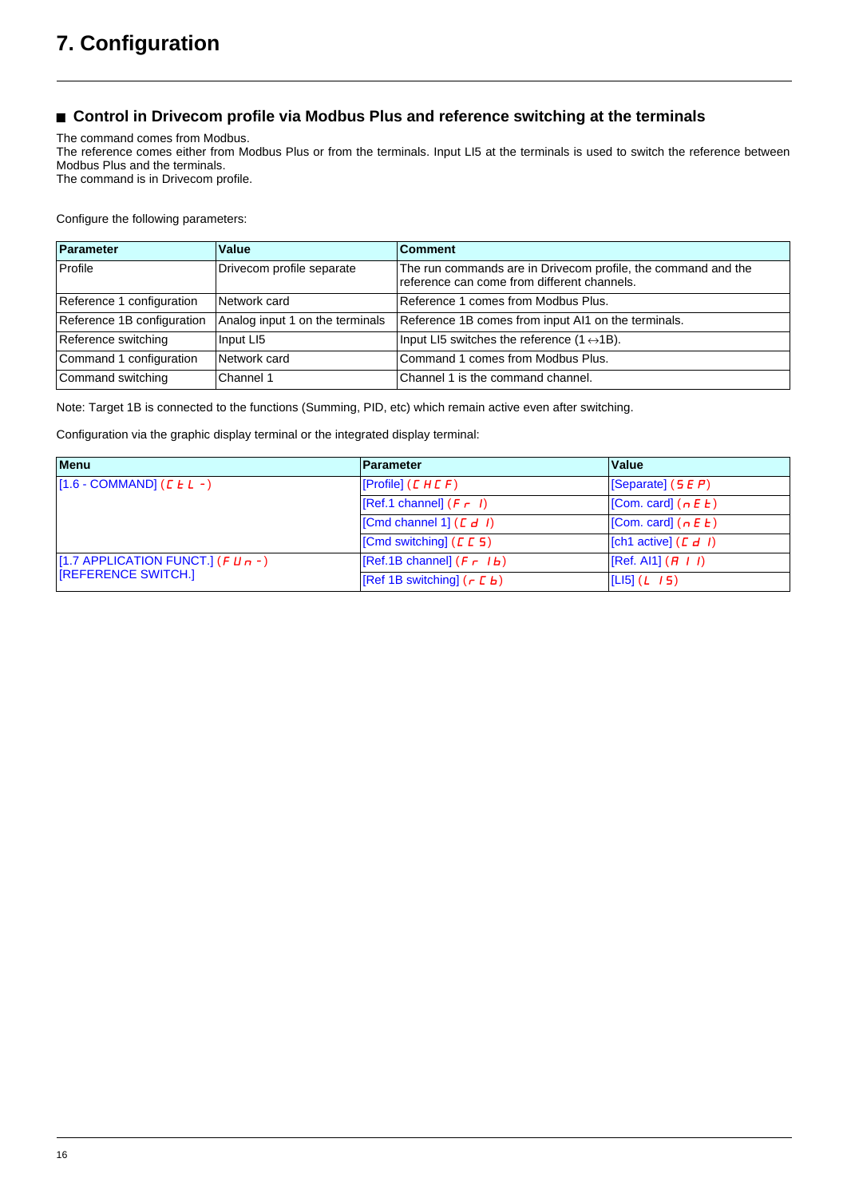// 
# 7. Configuration

## ■ Control in Drivecom profile via Modbus Plus and reference switching at the terminals

The command comes from Modbus.
The reference comes either from Modbus Plus or from the terminals. Input LI5 at the terminals is used to switch the reference between Modbus Plus and the terminals.
The command is in Drivecom profile.

Configure the following parameters:

| Parameter | Value | Comment |
| --- | --- | --- |
| Profile | Drivecom profile separate | The run commands are in Drivecom profile, the command and the reference can come from different channels. |
| Reference 1 configuration | Network card | Reference 1 comes from Modbus Plus. |
| Reference 1B configuration | Analog input 1 on the terminals | Reference 1B comes from input AI1 on the terminals. |
| Reference switching | Input LI5 | Input LI5 switches the reference (1 ↔1B). |
| Command 1 configuration | Network card | Command 1 comes from Modbus Plus. |
| Command switching | Channel 1 | Channel 1 is the command channel. |

Note: Target 1B is connected to the functions (Summing, PID, etc) which remain active even after switching.

Configuration via the graphic display terminal or the integrated display terminal:

| Menu | Parameter | Value |
| --- | --- | --- |
| [1.6 - COMMAND] (CtL -) | [Profile] (CHCF) | [Separate] (SEP) |
| | [Ref.1 channel] (Fr 1) | [Com. card] (nEt) |
| | [Cmd channel 1] (Cd 1) | [Com. card] (nEt) |
| | [Cmd switching] (CCS) | [ch1 active] (Cd 1) |
| [1.7 APPLICATION FUNCT.] (FUn -) [REFERENCE SWITCH.] | [Ref.1B channel] (Fr 1b) | [Ref. AI1] (AI 1) |
| | [Ref 1B switching] (rCb) | [LI5] (L 15) |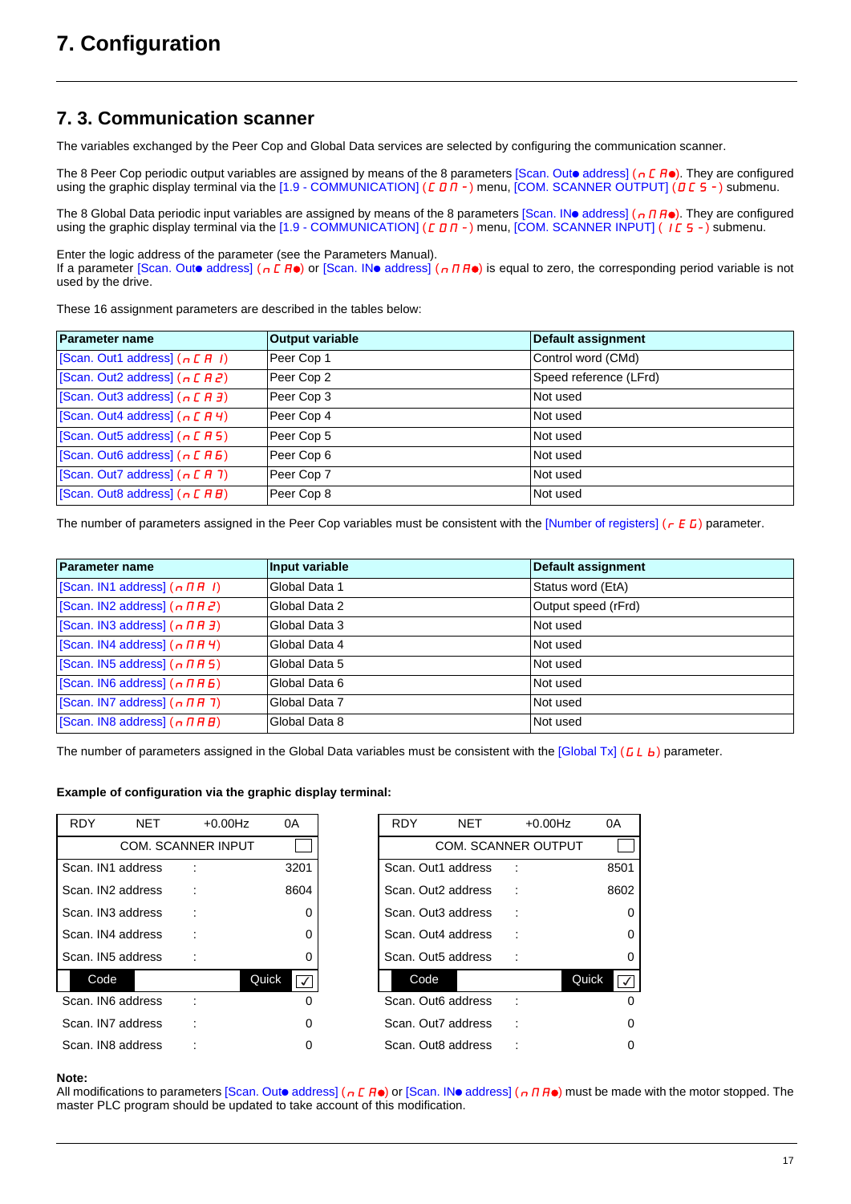# 7. Configuration

## 7. 3. Communication scanner

The variables exchanged by the Peer Cop and Global Data services are selected by configuring the communication scanner.

The 8 Peer Cop periodic output variables are assigned by means of the 8 parameters [Scan. Out● address] (nCA●). They are configured using the graphic display terminal via the [1.9 - COMMUNICATION] (COM-) menu, [COM. SCANNER OUTPUT] (OCS-) submenu.

The 8 Global Data periodic input variables are assigned by means of the 8 parameters [Scan. IN● address] (nMA●). They are configured using the graphic display terminal via the [1.9 - COMMUNICATION] (COM-) menu, [COM. SCANNER INPUT] (ICS-) submenu.

Enter the logic address of the parameter (see the Parameters Manual).
If a parameter [Scan. Out● address] (nCA●) or [Scan. IN● address] (nMA●) is equal to zero, the corresponding period variable is not used by the drive.

These 16 assignment parameters are described in the tables below:

| Parameter name | Output variable | Default assignment |
| --- | --- | --- |
| [Scan. Out1 address] (nCA1) | Peer Cop 1 | Control word (CMd) |
| [Scan. Out2 address] (nCA2) | Peer Cop 2 | Speed reference (LFrd) |
| [Scan. Out3 address] (nCA3) | Peer Cop 3 | Not used |
| [Scan. Out4 address] (nCA4) | Peer Cop 4 | Not used |
| [Scan. Out5 address] (nCA5) | Peer Cop 5 | Not used |
| [Scan. Out6 address] (nCA6) | Peer Cop 6 | Not used |
| [Scan. Out7 address] (nCA7) | Peer Cop 7 | Not used |
| [Scan. Out8 address] (nCA8) | Peer Cop 8 | Not used |

The number of parameters assigned in the Peer Cop variables must be consistent with the [Number of registers] (rEG) parameter.

| Parameter name | Input variable | Default assignment |
| --- | --- | --- |
| [Scan. IN1 address] (nMA1) | Global Data 1 | Status word (EtA) |
| [Scan. IN2 address] (nMA2) | Global Data 2 | Output speed (rFrd) |
| [Scan. IN3 address] (nMA3) | Global Data 3 | Not used |
| [Scan. IN4 address] (nMA4) | Global Data 4 | Not used |
| [Scan. IN5 address] (nMA5) | Global Data 5 | Not used |
| [Scan. IN6 address] (nMA6) | Global Data 6 | Not used |
| [Scan. IN7 address] (nMA7) | Global Data 7 | Not used |
| [Scan. IN8 address] (nMA8) | Global Data 8 | Not used |

The number of parameters assigned in the Global Data variables must be consistent with the [Global Tx] (GLb) parameter.

**Example of configuration via the graphic display terminal:**

| RDY | NET | +0.00Hz | 0A |
| --- | --- | --- | --- |
| COM. SCANNER INPUT | | | |
| Scan. IN1 address | : | | 3201 |
| Scan. IN2 address | : | | 8604 |
| Scan. IN3 address | : | | 0 |
| Scan. IN4 address | : | | 0 |
| Scan. IN5 address | : | | 0 |
| Code | | Quick | |
| Scan. IN6 address | : | | 0 |
| Scan. IN7 address | : | | 0 |
| Scan. IN8 address | : | | 0 |

| RDY | NET | +0.00Hz | 0A |
| --- | --- | --- | --- |
| COM. SCANNER OUTPUT | | | |
| Scan. Out1 address | : | | 8501 |
| Scan. Out2 address | : | | 8602 |
| Scan. Out3 address | : | | 0 |
| Scan. Out4 address | : | | 0 |
| Scan. Out5 address | : | | 0 |
| Code | | Quick | |
| Scan. Out6 address | : | | 0 |
| Scan. Out7 address | : | | 0 |
| Scan. Out8 address | : | | 0 |

**Note:**
All modifications to parameters [Scan. Out● address] (nCA●) or [Scan. IN● address] (nMA●) must be made with the motor stopped. The master PLC program should be updated to take account of this modification.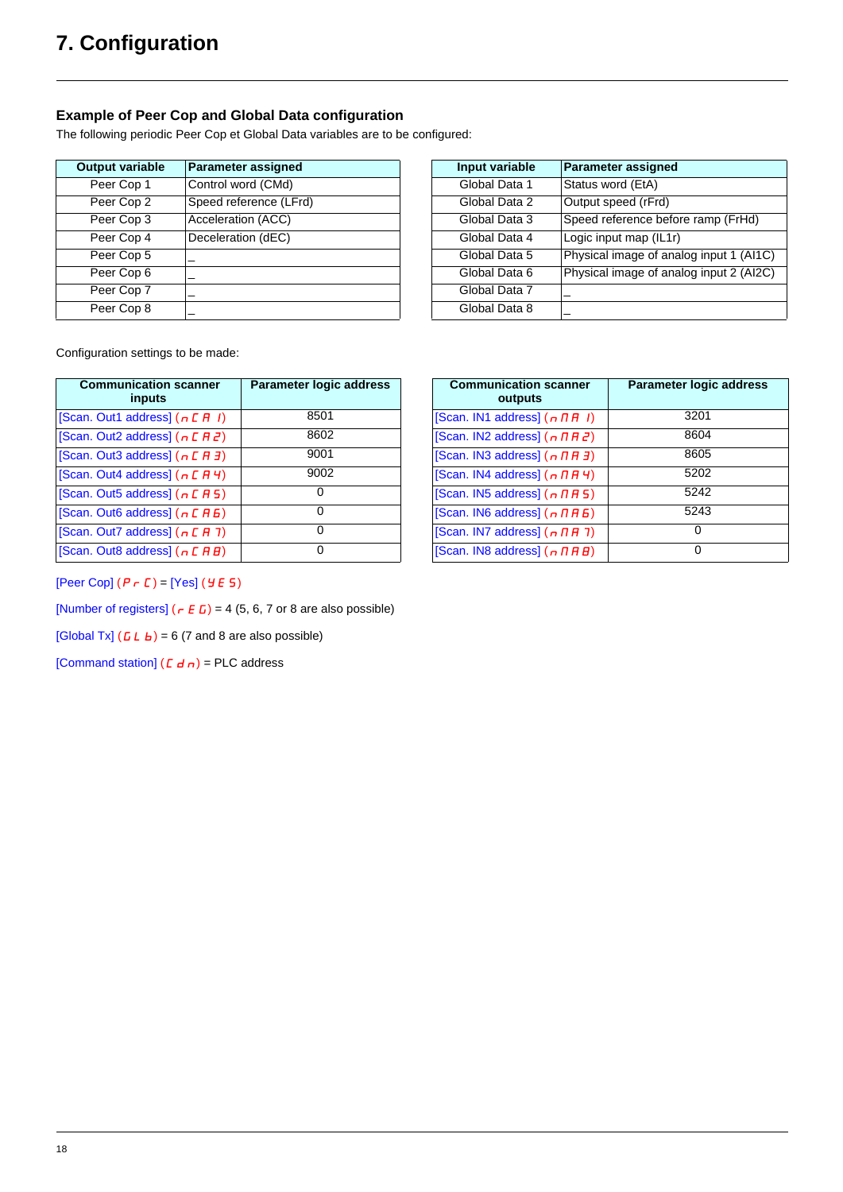# 7. Configuration

## Example of Peer Cop and Global Data configuration

The following periodic Peer Cop et Global Data variables are to be configured:

| Output variable | Parameter assigned |
|---|---|
| Peer Cop 1 | Control word (CMd) |
| Peer Cop 2 | Speed reference (LFrd) |
| Peer Cop 3 | Acceleration (ACC) |
| Peer Cop 4 | Deceleration (dEC) |
| Peer Cop 5 | _ |
| Peer Cop 6 | _ |
| Peer Cop 7 | _ |
| Peer Cop 8 | _ |

| Input variable | Parameter assigned |
|---|---|
| Global Data 1 | Status word (EtA) |
| Global Data 2 | Output speed (rFrd) |
| Global Data 3 | Speed reference before ramp (FrHd) |
| Global Data 4 | Logic input map (IL1r) |
| Global Data 5 | Physical image of analog input 1 (AI1C) |
| Global Data 6 | Physical image of analog input 2 (AI2C) |
| Global Data 7 | _ |
| Global Data 8 | _ |

Configuration settings to be made:

| Communication scanner inputs | Parameter logic address |
|---|---|
| [Scan. Out1 address] (nCA1) | 8501 |
| [Scan. Out2 address] (nCA2) | 8602 |
| [Scan. Out3 address] (nCA3) | 9001 |
| [Scan. Out4 address] (nCA4) | 9002 |
| [Scan. Out5 address] (nCA5) | 0 |
| [Scan. Out6 address] (nCA6) | 0 |
| [Scan. Out7 address] (nCA7) | 0 |
| [Scan. Out8 address] (nCA8) | 0 |

| Communication scanner outputs | Parameter logic address |
|---|---|
| [Scan. IN1 address] (nMA1) | 3201 |
| [Scan. IN2 address] (nMA2) | 8604 |
| [Scan. IN3 address] (nMA3) | 8605 |
| [Scan. IN4 address] (nMA4) | 5202 |
| [Scan. IN5 address] (nMA5) | 5242 |
| [Scan. IN6 address] (nMA6) | 5243 |
| [Scan. IN7 address] (nMA7) | 0 |
| [Scan. IN8 address] (nMA8) | 0 |

[Peer Cop] (PrC) = [Yes] (YES)

[Number of registers] (rEG) = 4 (5, 6, 7 or 8 are also possible)

[Global Tx] (GLb) = 6 (7 and 8 are also possible)

[Command station] (Cdn) = PLC address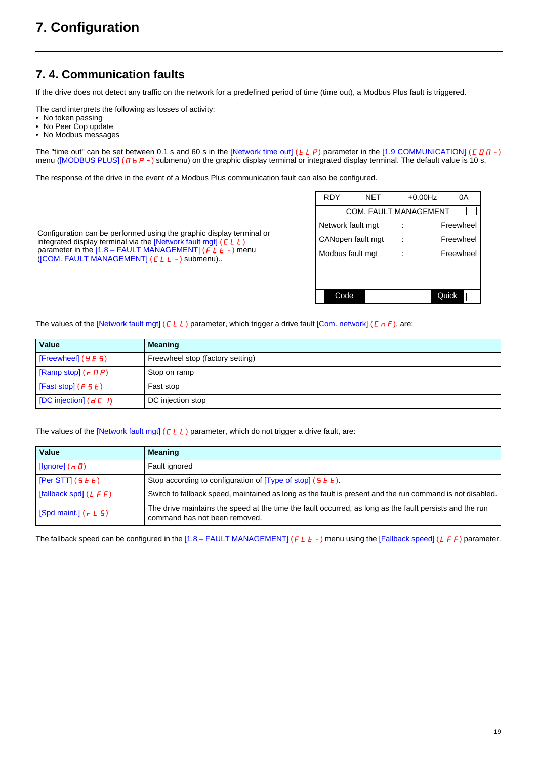# 7. Configuration

## 7. 4. Communication faults

If the drive does not detect any traffic on the network for a predefined period of time (time out), a Modbus Plus fault is triggered.

The card interprets the following as losses of activity:
- No token passing
- No Peer Cop update
- No Modbus messages

The "time out" can be set between 0.1 s and 60 s in the [Network time out] (t L P) parameter in the [1.9 COMMUNICATION] (C O M -) menu ([MODBUS PLUS] (M b P -) submenu) on the graphic display terminal or integrated display terminal. The default value is 10 s.

The response of the drive in the event of a Modbus Plus communication fault can also be configured.

Configuration can be performed using the graphic display terminal or integrated display terminal via the [Network fault mgt] (C L L) parameter in the [1.8 – FAULT MANAGEMENT] (F L t -) menu ([COM. FAULT MANAGEMENT] (C L L -) submenu)..

| RDY | NET | +0.00Hz | 0A |
|---|---|---|---|
| COM. FAULT MANAGEMENT | | | |
| Network fault mgt | : | Freewheel | |
| CANopen fault mgt | : | Freewheel | |
| Modbus fault mgt | : | Freewheel | |
| Code | | Quick | |

The values of the [Network fault mgt] (C L L) parameter, which trigger a drive fault [Com. network] (C n F), are:

| Value | Meaning |
|---|---|
| [Freewheel] (Y E S) | Freewheel stop (factory setting) |
| [Ramp stop] (r M P) | Stop on ramp |
| [Fast stop] (F S t) | Fast stop |
| [DC injection] (d C I) | DC injection stop |

The values of the [Network fault mgt] (C L L) parameter, which do not trigger a drive fault, are:

| Value | Meaning |
|---|---|
| [Ignore] (n O) | Fault ignored |
| [Per STT] (S t t) | Stop according to configuration of [Type of stop] (S t t). |
| [fallback spd] (L F F) | Switch to fallback speed, maintained as long as the fault is present and the run command is not disabled. |
| [Spd maint.] (r L S) | The drive maintains the speed at the time the fault occurred, as long as the fault persists and the run command has not been removed. |

The fallback speed can be configured in the [1.8 – FAULT MANAGEMENT] (F L t -) menu using the [Fallback speed] (L F F) parameter.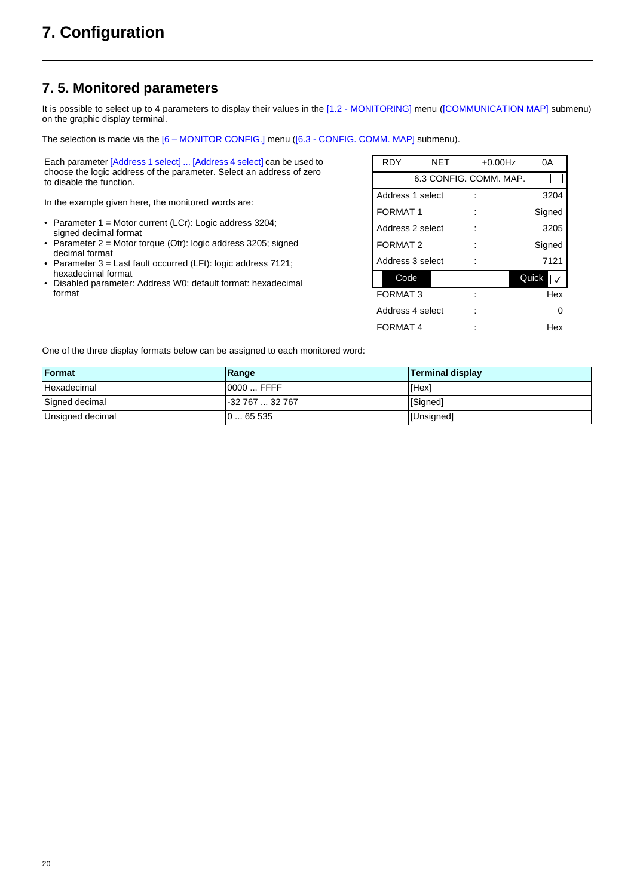# 7. Configuration

## 7. 5. Monitored parameters

It is possible to select up to 4 parameters to display their values in the [1.2 - MONITORING] menu ([COMMUNICATION MAP] submenu) on the graphic display terminal.

The selection is made via the [6 – MONITOR CONFIG.] menu ([6.3 - CONFIG. COMM. MAP] submenu).

Each parameter [Address 1 select] ... [Address 4 select] can be used to choose the logic address of the parameter. Select an address of zero to disable the function.

In the example given here, the monitored words are:

- Parameter 1 = Motor current (LCr): Logic address 3204; signed decimal format
- Parameter 2 = Motor torque (Otr): logic address 3205; signed decimal format
- Parameter 3 = Last fault occurred (LFt): logic address 7121; hexadecimal format
- Disabled parameter: Address W0; default format: hexadecimal format

| RDY | NET | +0.00Hz | 0A |
|---|---|---|---|
| 6.3 CONFIG. COMM. MAP. | | | |
| Address 1 select | : | | 3204 |
| FORMAT 1 | : | | Signed |
| Address 2 select | : | | 3205 |
| FORMAT 2 | : | | Signed |
| Address 3 select | : | | 7121 |
| Code | | | Quick |
| FORMAT 3 | : | | Hex |
| Address 4 select | : | | 0 |
| FORMAT 4 | : | | Hex |

One of the three display formats below can be assigned to each monitored word:

| Format | Range | Terminal display |
|---|---|---|
| Hexadecimal | 0000 ... FFFF | [Hex] |
| Signed decimal | -32 767 ... 32 767 | [Signed] |
| Unsigned decimal | 0 ... 65 535 | [Unsigned] |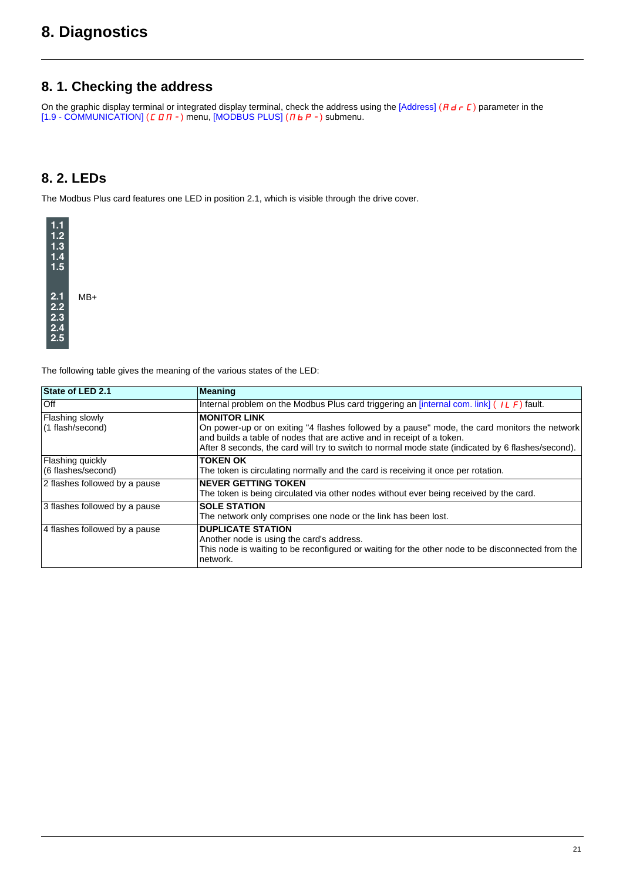# 8. Diagnostics

## 8. 1. Checking the address

On the graphic display terminal or integrated display terminal, check the address using the [Address] (AdrC) parameter in the [1.9 - COMMUNICATION] (COM-) menu, [MODBUS PLUS] (MbP-) submenu.

## 8. 2. LEDs

The Modbus Plus card features one LED in position 2.1, which is visible through the drive cover.

| | |
|---|---|
| **1.1** | |
| **1.2** | |
| **1.3** | |
| **1.4** | |
| **1.5** | |
| **2.1** | MB+ |
| **2.2** | |
| **2.3** | |
| **2.4** | |
| **2.5** | |

The following table gives the meaning of the various states of the LED:

| State of LED 2.1 | Meaning |
|---|---|
| Off | Internal problem on the Modbus Plus card triggering an [internal com. link] (ILF) fault. |
| Flashing slowly (1 flash/second) | **MONITOR LINK** On power-up or on exiting "4 flashes followed by a pause" mode, the card monitors the network and builds a table of nodes that are active and in receipt of a token. After 8 seconds, the card will try to switch to normal mode state (indicated by 6 flashes/second). |
| Flashing quickly (6 flashes/second) | **TOKEN OK** The token is circulating normally and the card is receiving it once per rotation. |
| 2 flashes followed by a pause | **NEVER GETTING TOKEN** The token is being circulated via other nodes without ever being received by the card. |
| 3 flashes followed by a pause | **SOLE STATION** The network only comprises one node or the link has been lost. |
| 4 flashes followed by a pause | **DUPLICATE STATION** Another node is using the card's address. This node is waiting to be reconfigured or waiting for the other node to be disconnected from the network. |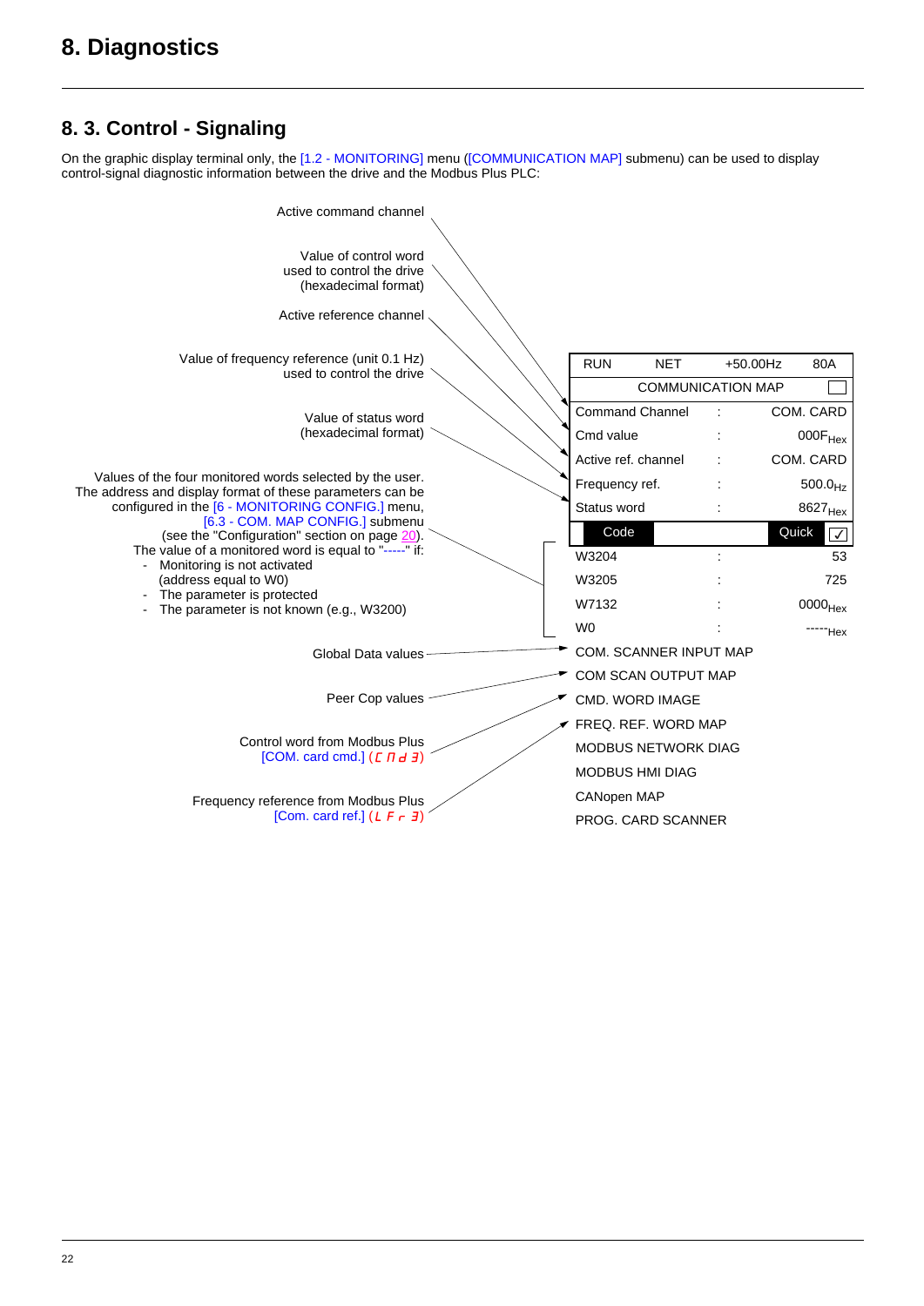# 8. Diagnostics

## 8. 3. Control - Signaling

On the graphic display terminal only, the [1.2 - MONITORING] menu ([COMMUNICATION MAP] submenu) can be used to display control-signal diagnostic information between the drive and the Modbus Plus PLC:

Active command channel

Value of control word used to control the drive (hexadecimal format)

Active reference channel

Value of frequency reference (unit 0.1 Hz) used to control the drive

Value of status word (hexadecimal format)

Values of the four monitored words selected by the user. The address and display format of these parameters can be configured in the [6 - MONITORING CONFIG.] menu, [6.3 - COM. MAP CONFIG.] submenu (see the "Configuration" section on page 20).
The value of a monitored word is equal to "-----" if:
- Monitoring is not activated (address equal to W0)
- The parameter is protected
- The parameter is not known (e.g., W3200)

Global Data values

Peer Cop values

Control word from Modbus Plus [COM. card cmd.] (CMd3)

Frequency reference from Modbus Plus [Com. card ref.] (LFr3)

| RUN | NET | +50.00Hz | 80A |
|---|---|---|---|
| COMMUNICATION MAP | | | |
| Command Channel | : | | COM. CARD |
| Cmd value | : | | $000F_{Hex}$ |
| Active ref. channel | : | | COM. CARD |
| Frequency ref. | : | | $500.0_{Hz}$ |
| Status word | : | | $8627_{Hex}$ |
| Code | | | Quick |
| W3204 | : | | 53 |
| W3205 | : | | 725 |
| W7132 | : | | $0000_{Hex}$ |
| W0 | : | | $-----_{Hex}$ |
| COM. SCANNER INPUT MAP | | | |
| COM SCAN OUTPUT MAP | | | |
| CMD. WORD IMAGE | | | |
| FREQ. REF. WORD MAP | | | |
| MODBUS NETWORK DIAG | | | |
| MODBUS HMI DIAG | | | |
| CANopen MAP | | | |
| PROG. CARD SCANNER | | | |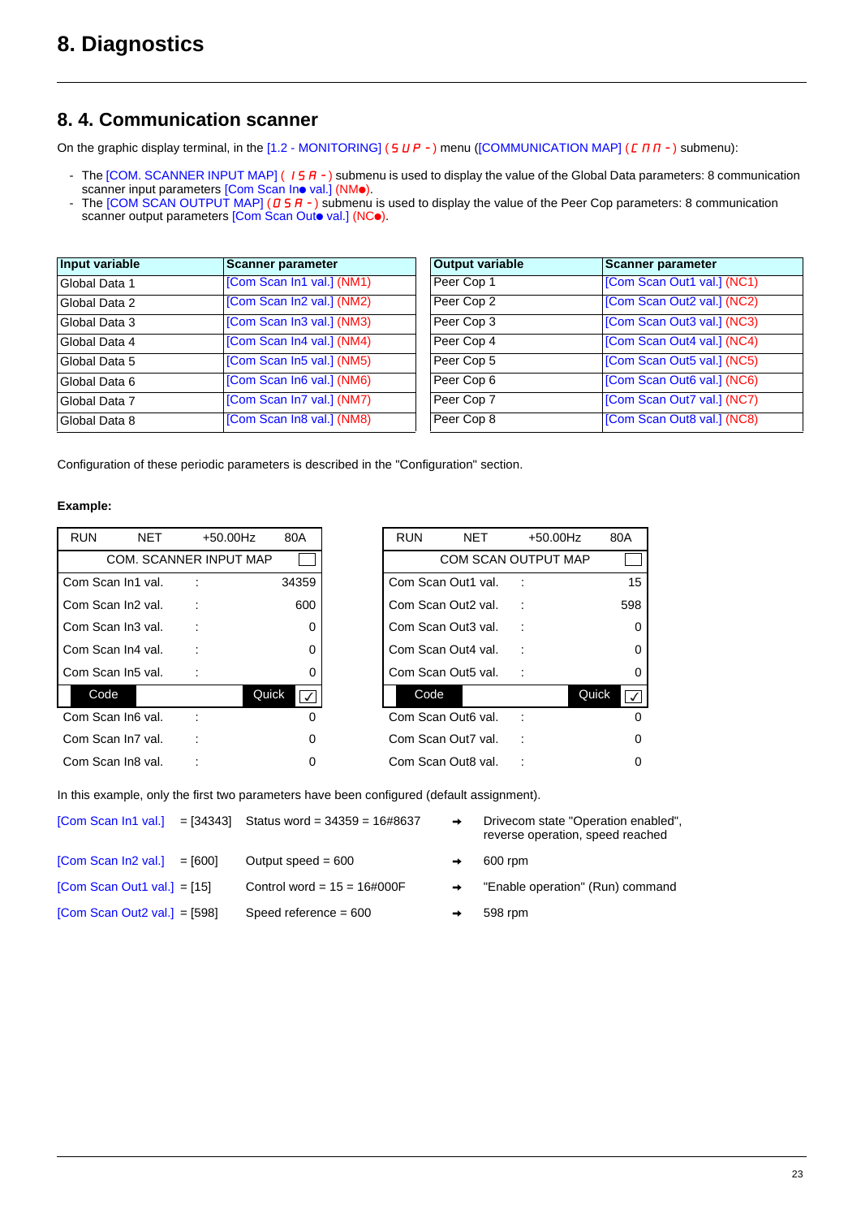# 8. Diagnostics

## 8. 4. Communication scanner

On the graphic display terminal, in the [1.2 - MONITORING] (SUP-) menu ([COMMUNICATION MAP] (CMM-) submenu):

- The [COM. SCANNER INPUT MAP] (ISA-) submenu is used to display the value of the Global Data parameters: 8 communication scanner input parameters [Com Scan In● val.] (NM●).
- The [COM SCAN OUTPUT MAP] (OSA-) submenu is used to display the value of the Peer Cop parameters: 8 communication scanner output parameters [Com Scan Out● val.] (NC●).

| Input variable | Scanner parameter |
|---|---|
| Global Data 1 | [Com Scan In1 val.] (NM1) |
| Global Data 2 | [Com Scan In2 val.] (NM2) |
| Global Data 3 | [Com Scan In3 val.] (NM3) |
| Global Data 4 | [Com Scan In4 val.] (NM4) |
| Global Data 5 | [Com Scan In5 val.] (NM5) |
| Global Data 6 | [Com Scan In6 val.] (NM6) |
| Global Data 7 | [Com Scan In7 val.] (NM7) |
| Global Data 8 | [Com Scan In8 val.] (NM8) |

| Output variable | Scanner parameter |
|---|---|
| Peer Cop 1 | [Com Scan Out1 val.] (NC1) |
| Peer Cop 2 | [Com Scan Out2 val.] (NC2) |
| Peer Cop 3 | [Com Scan Out3 val.] (NC3) |
| Peer Cop 4 | [Com Scan Out4 val.] (NC4) |
| Peer Cop 5 | [Com Scan Out5 val.] (NC5) |
| Peer Cop 6 | [Com Scan Out6 val.] (NC6) |
| Peer Cop 7 | [Com Scan Out7 val.] (NC7) |
| Peer Cop 8 | [Com Scan Out8 val.] (NC8) |

Configuration of these periodic parameters is described in the "Configuration" section.

**Example:**

| RUN | NET | +50.00Hz | 80A |
|---|---|---|---|
| COM. SCANNER INPUT MAP | | | |
| Com Scan In1 val. | : | | 34359 |
| Com Scan In2 val. | : | | 600 |
| Com Scan In3 val. | : | | 0 |
| Com Scan In4 val. | : | | 0 |
| Com Scan In5 val. | : | | 0 |
| Code | | Quick | |
| Com Scan In6 val. | : | | 0 |
| Com Scan In7 val. | : | | 0 |
| Com Scan In8 val. | : | | 0 |

| RUN | NET | +50.00Hz | 80A |
|---|---|---|---|
| COM SCAN OUTPUT MAP | | | |
| Com Scan Out1 val. | : | | 15 |
| Com Scan Out2 val. | : | | 598 |
| Com Scan Out3 val. | : | | 0 |
| Com Scan Out4 val. | : | | 0 |
| Com Scan Out5 val. | : | | 0 |
| Code | | Quick | |
| Com Scan Out6 val. | : | | 0 |
| Com Scan Out7 val. | : | | 0 |
| Com Scan Out8 val. | : | | 0 |

In this example, only the first two parameters have been configured (default assignment).

| Parameter | Value | Meaning | | Result |
|---|---|---|---|---|
| [Com Scan In1 val.] | = [34343] | Status word = 34359 = 16#8637 | → | Drivecom state "Operation enabled", reverse operation, speed reached |
| [Com Scan In2 val.] | = [600] | Output speed = 600 | → | 600 rpm |
| [Com Scan Out1 val.] | = [15] | Control word = 15 = 16#000F | → | "Enable operation" (Run) command |
| [Com Scan Out2 val.] | = [598] | Speed reference = 600 | → | 598 rpm |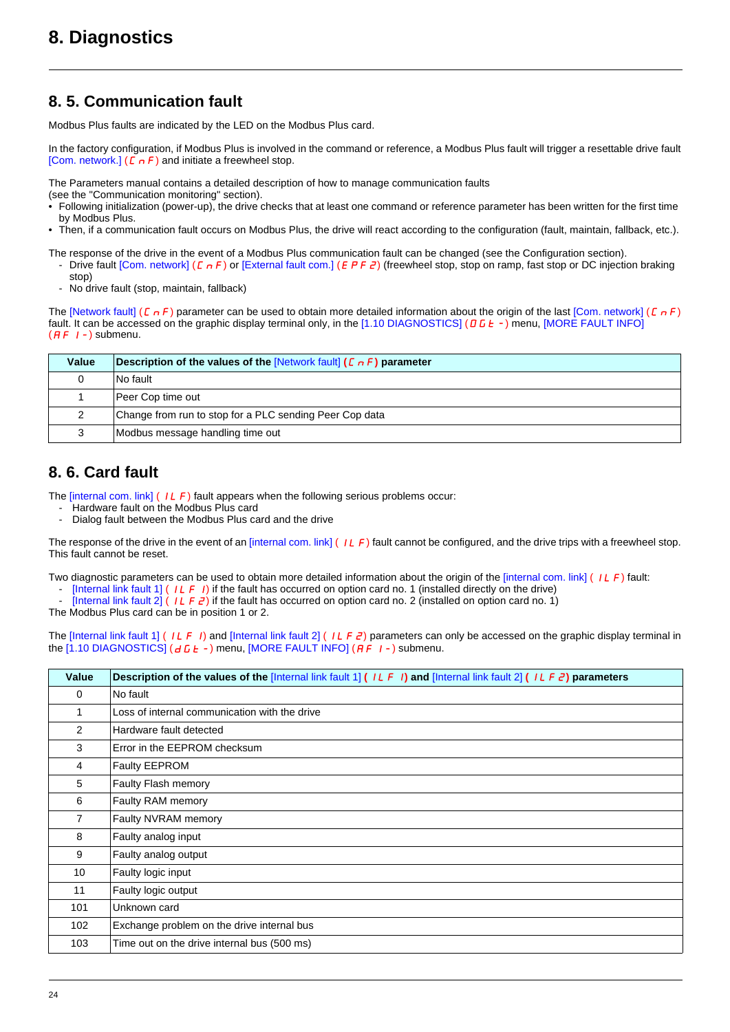# 8. Diagnostics

## 8. 5. Communication fault

Modbus Plus faults are indicated by the LED on the Modbus Plus card.

In the factory configuration, if Modbus Plus is involved in the command or reference, a Modbus Plus fault will trigger a resettable drive fault [Com. network.] (CnF) and initiate a freewheel stop.

The Parameters manual contains a detailed description of how to manage communication faults
(see the "Communication monitoring" section).

- Following initialization (power-up), the drive checks that at least one command or reference parameter has been written for the first time by Modbus Plus.
- Then, if a communication fault occurs on Modbus Plus, the drive will react according to the configuration (fault, maintain, fallback, etc.).

The response of the drive in the event of a Modbus Plus communication fault can be changed (see the Configuration section).

- Drive fault [Com. network] (CnF) or [External fault com.] (EPF2) (freewheel stop, stop on ramp, fast stop or DC injection braking stop)
- No drive fault (stop, maintain, fallback)

The [Network fault] (CnF) parameter can be used to obtain more detailed information about the origin of the last [Com. network] (CnF) fault. It can be accessed on the graphic display terminal only, in the [1.10 DIAGNOSTICS] (DGt-) menu, [MORE FAULT INFO] (AF1-) submenu.

| Value | Description of the values of the [Network fault] (CnF) parameter |
|---|---|
| 0 | No fault |
| 1 | Peer Cop time out |
| 2 | Change from run to stop for a PLC sending Peer Cop data |
| 3 | Modbus message handling time out |

## 8. 6. Card fault

The [internal com. link] (ILF) fault appears when the following serious problems occur:

- Hardware fault on the Modbus Plus card
- Dialog fault between the Modbus Plus card and the drive

The response of the drive in the event of an [internal com. link] (ILF) fault cannot be configured, and the drive trips with a freewheel stop. This fault cannot be reset.

Two diagnostic parameters can be used to obtain more detailed information about the origin of the [internal com. link] (ILF) fault:

- [Internal link fault 1] (ILF1) if the fault has occurred on option card no. 1 (installed directly on the drive)
- [Internal link fault 2] (ILF2) if the fault has occurred on option card no. 2 (installed on option card no. 1)

The Modbus Plus card can be in position 1 or 2.

The [Internal link fault 1] (ILF1) and [Internal link fault 2] (ILF2) parameters can only be accessed on the graphic display terminal in the [1.10 DIAGNOSTICS] (dGt-) menu, [MORE FAULT INFO] (AF1-) submenu.

| Value | Description of the values of the [Internal link fault 1] (ILF1) and [Internal link fault 2] (ILF2) parameters |
|---|---|
| 0 | No fault |
| 1 | Loss of internal communication with the drive |
| 2 | Hardware fault detected |
| 3 | Error in the EEPROM checksum |
| 4 | Faulty EEPROM |
| 5 | Faulty Flash memory |
| 6 | Faulty RAM memory |
| 7 | Faulty NVRAM memory |
| 8 | Faulty analog input |
| 9 | Faulty analog output |
| 10 | Faulty logic input |
| 11 | Faulty logic output |
| 101 | Unknown card |
| 102 | Exchange problem on the drive internal bus |
| 103 | Time out on the drive internal bus (500 ms) |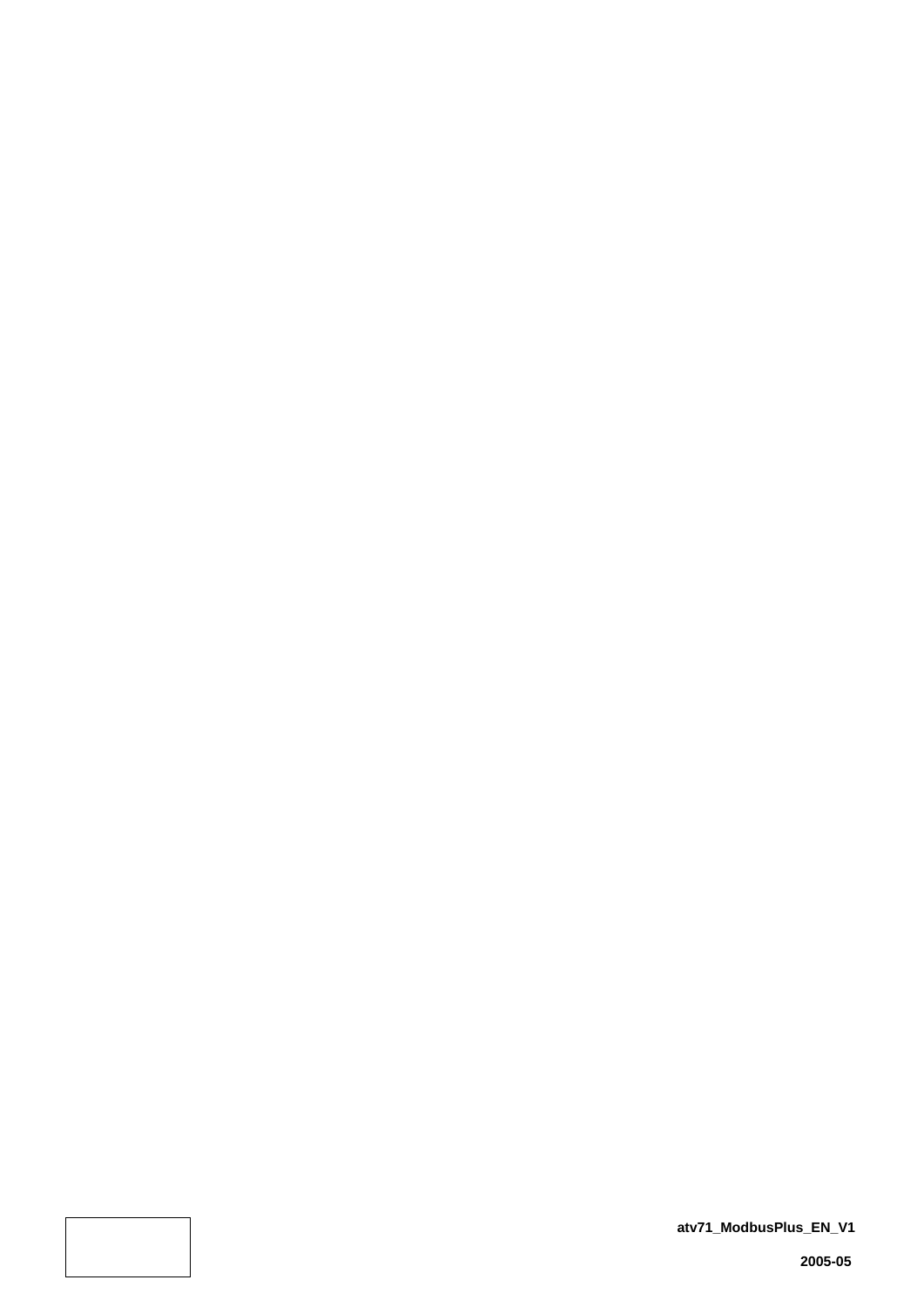atv71_ModbusPlus_EN_V1

2005-05